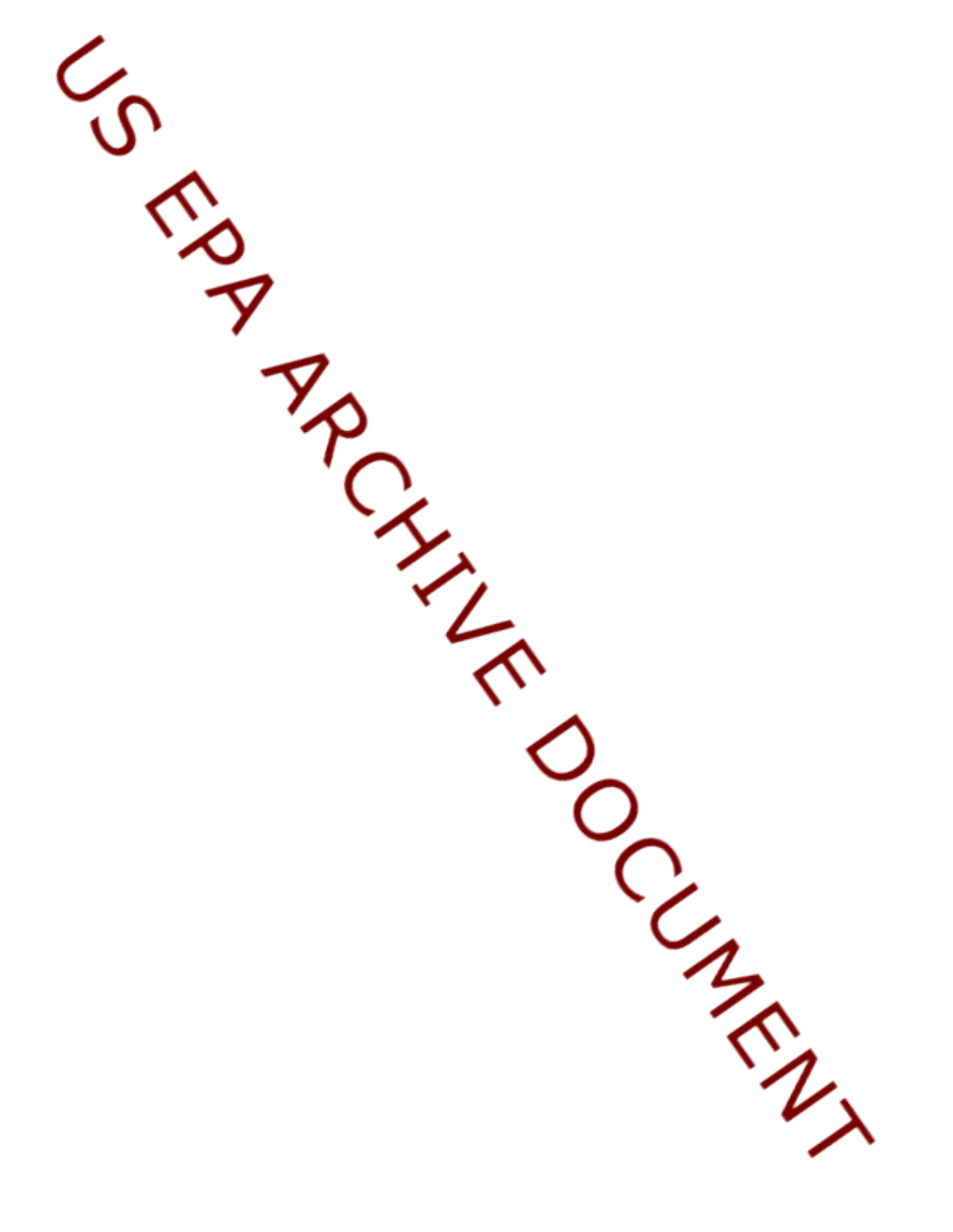US EPA ARCHIVE DOCUMENT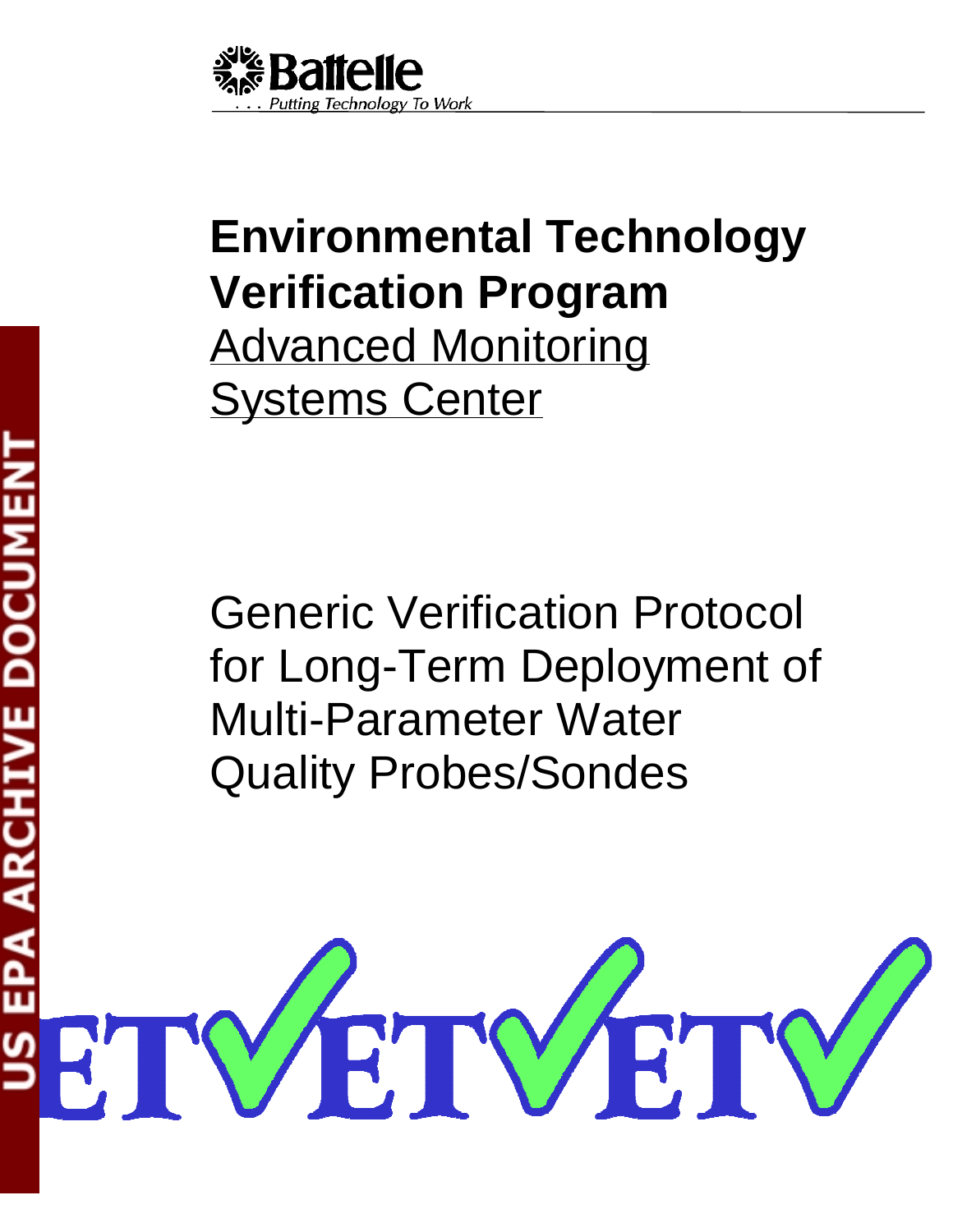# Environmental Technology Verification Program

Advanced Monitoring Systems Center

Generic Verification Protocol for Long-Term Deployment of Multi-Parameter Water Quality Probes/Sondes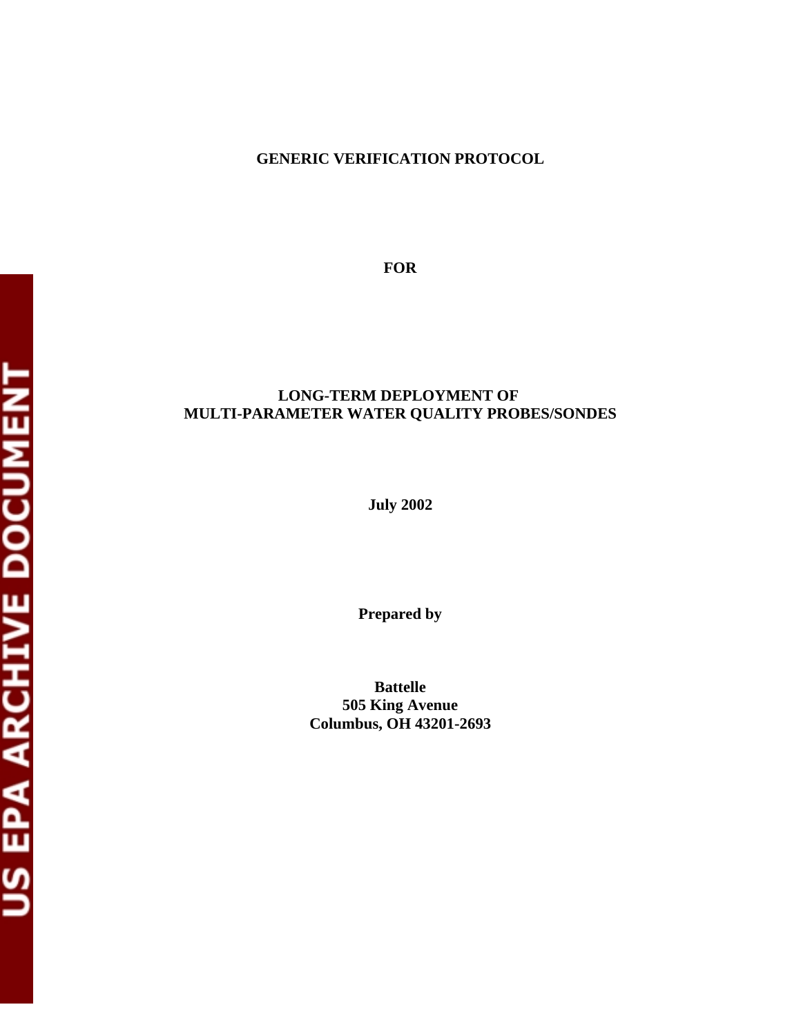**GENERIC VERIFICATION PROTOCOL**

**FOR**

**LONG-TERM DEPLOYMENT OF MULTI-PARAMETER WATER QUALITY PROBES/SONDES**

**July 2002**

**Prepared by**

**Battelle**
**505 King Avenue**
**Columbus, OH 43201-2693**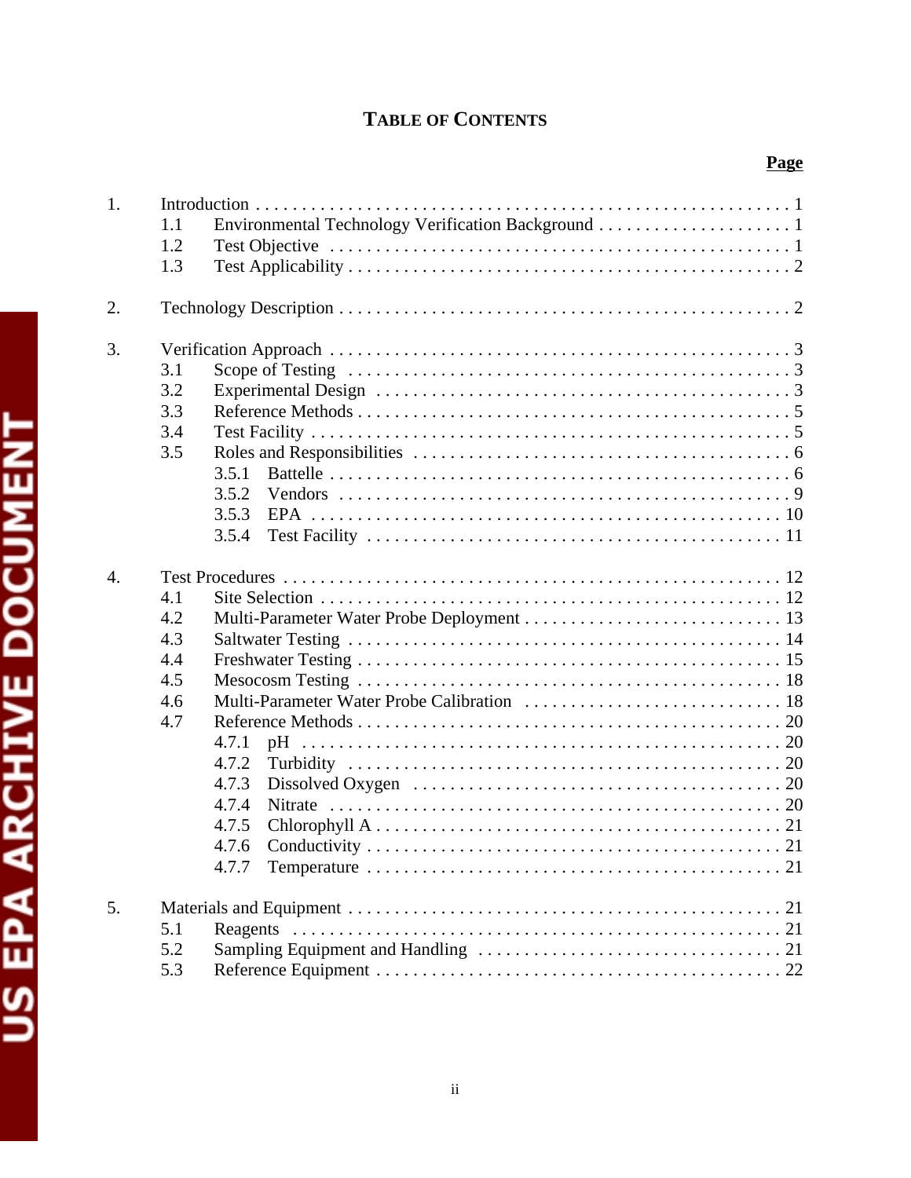# TABLE OF CONTENTS

| | | | Page |
|---|---|---|---|
| 1. | Introduction | | 1 |
| | 1.1 | Environmental Technology Verification Background | 1 |
| | 1.2 | Test Objective | 1 |
| | 1.3 | Test Applicability | 2 |
| 2. | Technology Description | | 2 |
| 3. | Verification Approach | | 3 |
| | 3.1 | Scope of Testing | 3 |
| | 3.2 | Experimental Design | 3 |
| | 3.3 | Reference Methods | 5 |
| | 3.4 | Test Facility | 5 |
| | 3.5 | Roles and Responsibilities | 6 |
| | | 3.5.1 Battelle | 6 |
| | | 3.5.2 Vendors | 9 |
| | | 3.5.3 EPA | 10 |
| | | 3.5.4 Test Facility | 11 |
| 4. | Test Procedures | | 12 |
| | 4.1 | Site Selection | 12 |
| | 4.2 | Multi-Parameter Water Probe Deployment | 13 |
| | 4.3 | Saltwater Testing | 14 |
| | 4.4 | Freshwater Testing | 15 |
| | 4.5 | Mesocosm Testing | 18 |
| | 4.6 | Multi-Parameter Water Probe Calibration | 18 |
| | 4.7 | Reference Methods | 20 |
| | | 4.7.1 pH | 20 |
| | | 4.7.2 Turbidity | 20 |
| | | 4.7.3 Dissolved Oxygen | 20 |
| | | 4.7.4 Nitrate | 20 |
| | | 4.7.5 Chlorophyll A | 21 |
| | | 4.7.6 Conductivity | 21 |
| | | 4.7.7 Temperature | 21 |
| 5. | Materials and Equipment | | 21 |
| | 5.1 | Reagents | 21 |
| | 5.2 | Sampling Equipment and Handling | 21 |
| | 5.3 | Reference Equipment | 22 |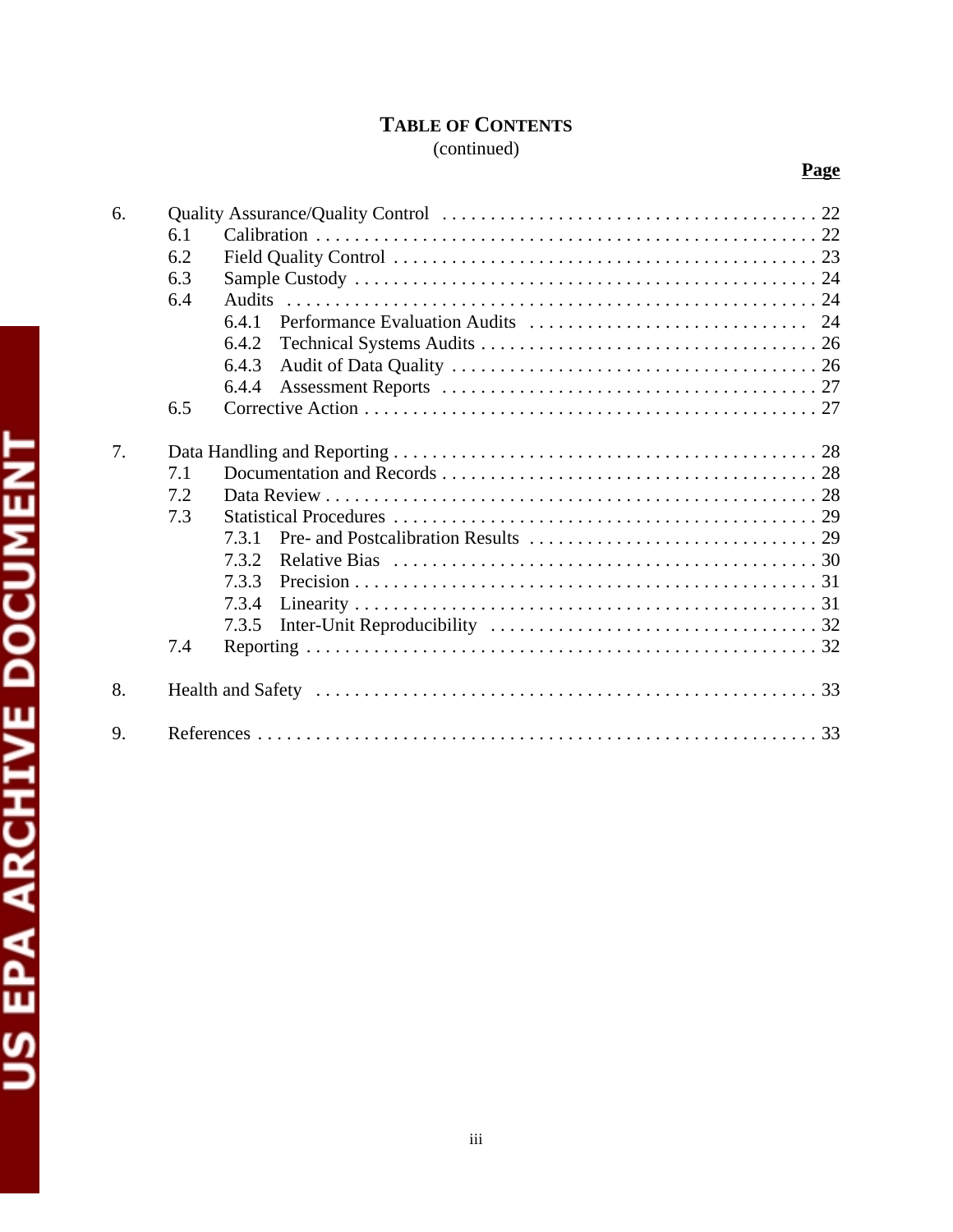# TABLE OF CONTENTS
(continued)

**Page**

6. Quality Assurance/Quality Control . . . . . . . . . . . . . . . . . . . . . . . . . . . . . . . . . . . . . . 22
   - 6.1 Calibration . . . . . . . . . . . . . . . . . . . . . . . . . . . . . . . . . . . . . . . . . . . . . . . . . . 22
   - 6.2 Field Quality Control . . . . . . . . . . . . . . . . . . . . . . . . . . . . . . . . . . . . . . . . . . . 23
   - 6.3 Sample Custody . . . . . . . . . . . . . . . . . . . . . . . . . . . . . . . . . . . . . . . . . . . . . . 24
   - 6.4 Audits . . . . . . . . . . . . . . . . . . . . . . . . . . . . . . . . . . . . . . . . . . . . . . . . . . . . 24
     - 6.4.1 Performance Evaluation Audits . . . . . . . . . . . . . . . . . . . . . . . . . . . . . 24
     - 6.4.2 Technical Systems Audits . . . . . . . . . . . . . . . . . . . . . . . . . . . . . . . . . 26
     - 6.4.3 Audit of Data Quality . . . . . . . . . . . . . . . . . . . . . . . . . . . . . . . . . . . . . 26
     - 6.4.4 Assessment Reports . . . . . . . . . . . . . . . . . . . . . . . . . . . . . . . . . . . . . 27
   - 6.5 Corrective Action . . . . . . . . . . . . . . . . . . . . . . . . . . . . . . . . . . . . . . . . . . . . . 27

7. Data Handling and Reporting . . . . . . . . . . . . . . . . . . . . . . . . . . . . . . . . . . . . . . . . . . 28
   - 7.1 Documentation and Records . . . . . . . . . . . . . . . . . . . . . . . . . . . . . . . . . . . . . 28
   - 7.2 Data Review . . . . . . . . . . . . . . . . . . . . . . . . . . . . . . . . . . . . . . . . . . . . . . . . . 28
   - 7.3 Statistical Procedures . . . . . . . . . . . . . . . . . . . . . . . . . . . . . . . . . . . . . . . . . . . 29
     - 7.3.1 Pre- and Postcalibration Results . . . . . . . . . . . . . . . . . . . . . . . . . . . . . 29
     - 7.3.2 Relative Bias . . . . . . . . . . . . . . . . . . . . . . . . . . . . . . . . . . . . . . . . . . . . 30
     - 7.3.3 Precision . . . . . . . . . . . . . . . . . . . . . . . . . . . . . . . . . . . . . . . . . . . . . . . 31
     - 7.3.4 Linearity . . . . . . . . . . . . . . . . . . . . . . . . . . . . . . . . . . . . . . . . . . . . . . . 31
     - 7.3.5 Inter-Unit Reproducibility . . . . . . . . . . . . . . . . . . . . . . . . . . . . . . . . . 32
   - 7.4 Reporting . . . . . . . . . . . . . . . . . . . . . . . . . . . . . . . . . . . . . . . . . . . . . . . . . . . 32

8. Health and Safety . . . . . . . . . . . . . . . . . . . . . . . . . . . . . . . . . . . . . . . . . . . . . . . . . 33

9. References . . . . . . . . . . . . . . . . . . . . . . . . . . . . . . . . . . . . . . . . . . . . . . . . . . . . . . 33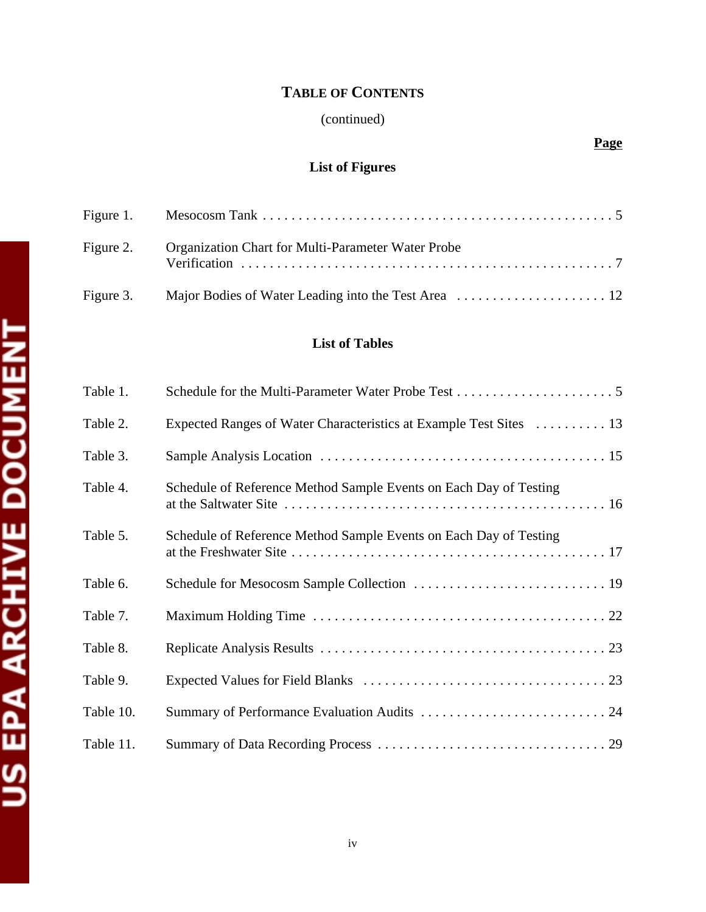# TABLE OF CONTENTS

(continued)

**Page**

## List of Figures

Figure 1. Mesocosm Tank . . . . . . . . . . . . . . . . . . . . . . . . . . . . . . . . . . . . . . . . . . . . . . . . . 5

Figure 2. Organization Chart for Multi-Parameter Water Probe Verification . . . . . . . . . . . . . . . . . . . . . . . . . . . . . . . . . . . . . . . . . . . . . . . . . . . . 7

Figure 3. Major Bodies of Water Leading into the Test Area . . . . . . . . . . . . . . . . . . . . . 12

## List of Tables

Table 1. Schedule for the Multi-Parameter Water Probe Test . . . . . . . . . . . . . . . . . . . . . . . 5

Table 2. Expected Ranges of Water Characteristics at Example Test Sites . . . . . . . . . . 13

Table 3. Sample Analysis Location . . . . . . . . . . . . . . . . . . . . . . . . . . . . . . . . . . . . . . . 15

Table 4. Schedule of Reference Method Sample Events on Each Day of Testing at the Saltwater Site . . . . . . . . . . . . . . . . . . . . . . . . . . . . . . . . . . . . . . . . . . . . 16

Table 5. Schedule of Reference Method Sample Events on Each Day of Testing at the Freshwater Site . . . . . . . . . . . . . . . . . . . . . . . . . . . . . . . . . . . . . . . . . . . 17

Table 6. Schedule for Mesocosm Sample Collection . . . . . . . . . . . . . . . . . . . . . . . . . . . 19

Table 7. Maximum Holding Time . . . . . . . . . . . . . . . . . . . . . . . . . . . . . . . . . . . . . . . . 22

Table 8. Replicate Analysis Results . . . . . . . . . . . . . . . . . . . . . . . . . . . . . . . . . . . . . . . 23

Table 9. Expected Values for Field Blanks . . . . . . . . . . . . . . . . . . . . . . . . . . . . . . . . . 23

Table 10. Summary of Performance Evaluation Audits . . . . . . . . . . . . . . . . . . . . . . . . . . 24

Table 11. Summary of Data Recording Process . . . . . . . . . . . . . . . . . . . . . . . . . . . . . . . 29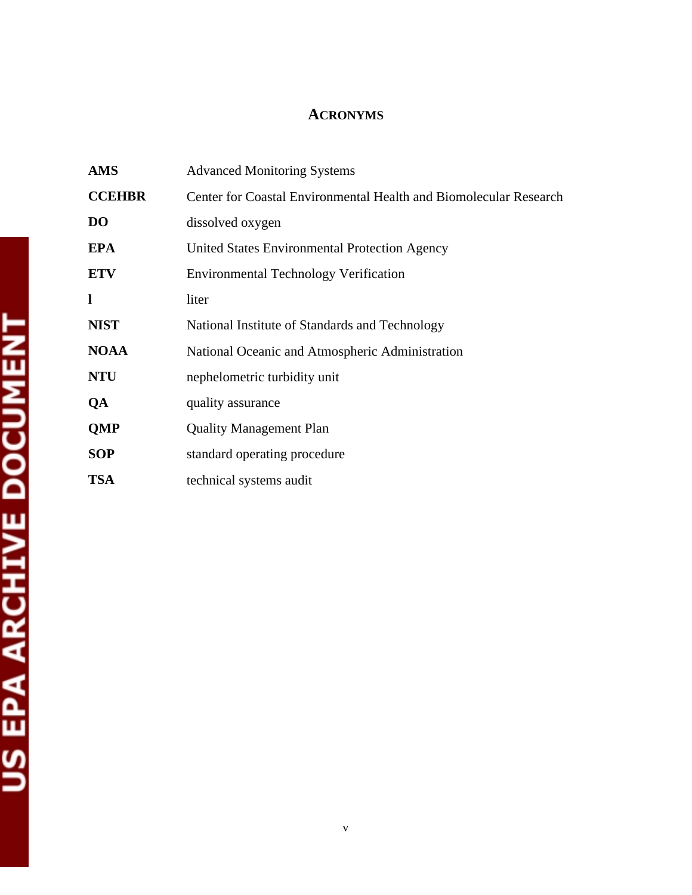# ACRONYMS

| | |
|---|---|
| **AMS** | Advanced Monitoring Systems |
| **CCEHBR** | Center for Coastal Environmental Health and Biomolecular Research |
| **DO** | dissolved oxygen |
| **EPA** | United States Environmental Protection Agency |
| **ETV** | Environmental Technology Verification |
| **l** | liter |
| **NIST** | National Institute of Standards and Technology |
| **NOAA** | National Oceanic and Atmospheric Administration |
| **NTU** | nephelometric turbidity unit |
| **QA** | quality assurance |
| **QMP** | Quality Management Plan |
| **SOP** | standard operating procedure |
| **TSA** | technical systems audit |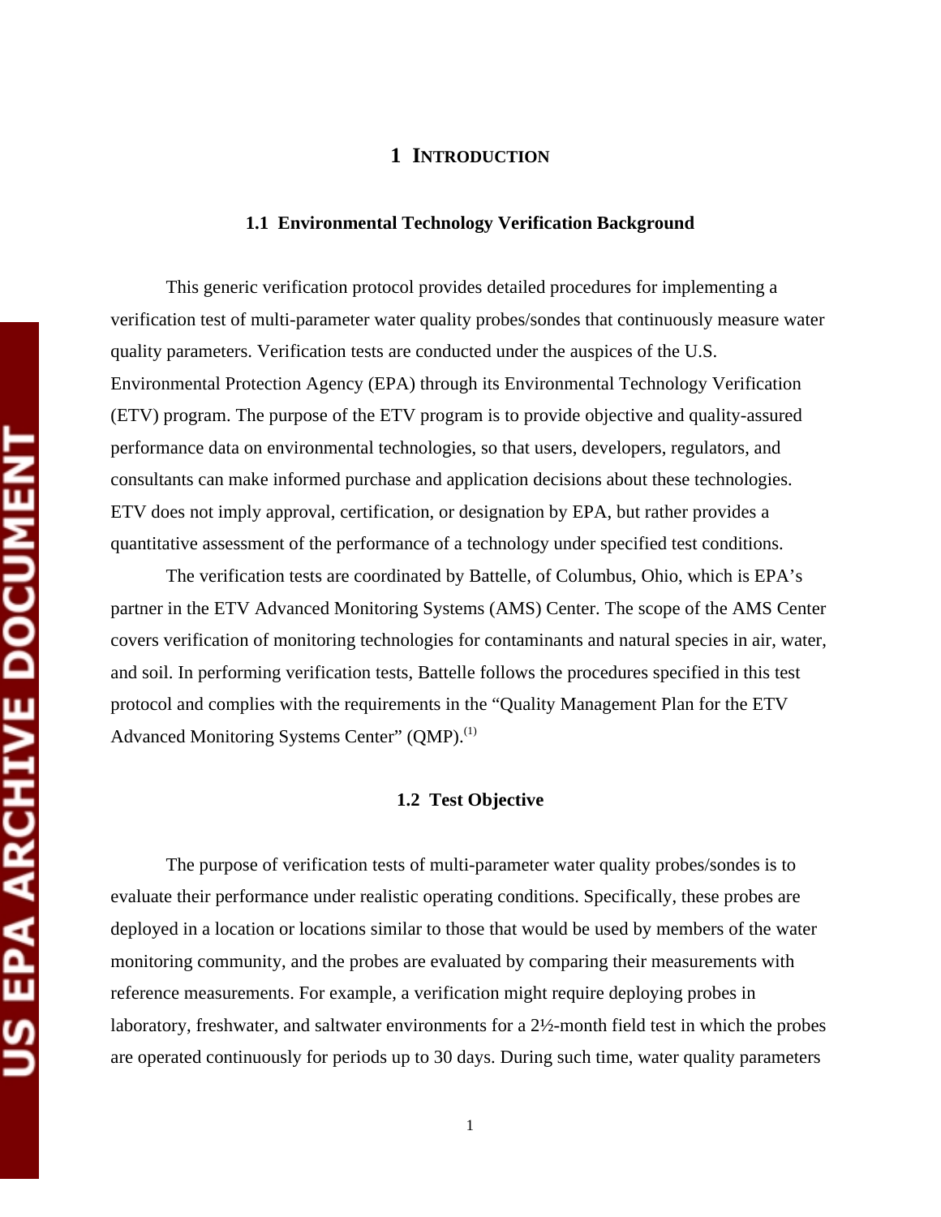# 1 INTRODUCTION

## 1.1 Environmental Technology Verification Background

This generic verification protocol provides detailed procedures for implementing a verification test of multi-parameter water quality probes/sondes that continuously measure water quality parameters. Verification tests are conducted under the auspices of the U.S. Environmental Protection Agency (EPA) through its Environmental Technology Verification (ETV) program. The purpose of the ETV program is to provide objective and quality-assured performance data on environmental technologies, so that users, developers, regulators, and consultants can make informed purchase and application decisions about these technologies. ETV does not imply approval, certification, or designation by EPA, but rather provides a quantitative assessment of the performance of a technology under specified test conditions.

The verification tests are coordinated by Battelle, of Columbus, Ohio, which is EPA's partner in the ETV Advanced Monitoring Systems (AMS) Center. The scope of the AMS Center covers verification of monitoring technologies for contaminants and natural species in air, water, and soil. In performing verification tests, Battelle follows the procedures specified in this test protocol and complies with the requirements in the "Quality Management Plan for the ETV Advanced Monitoring Systems Center" (QMP).[1]

## 1.2 Test Objective

The purpose of verification tests of multi-parameter water quality probes/sondes is to evaluate their performance under realistic operating conditions. Specifically, these probes are deployed in a location or locations similar to those that would be used by members of the water monitoring community, and the probes are evaluated by comparing their measurements with reference measurements. For example, a verification might require deploying probes in laboratory, freshwater, and saltwater environments for a 2½-month field test in which the probes are operated continuously for periods up to 30 days. During such time, water quality parameters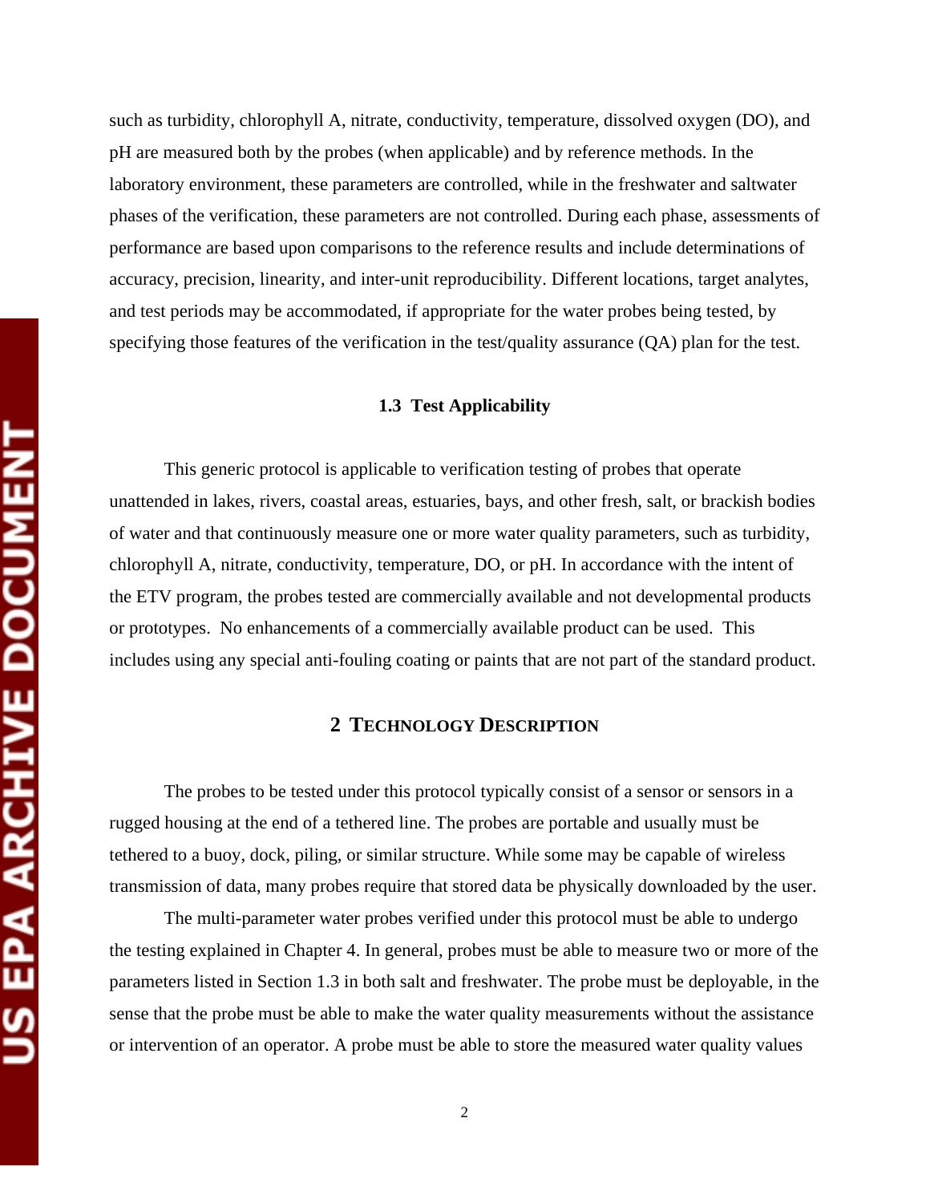such as turbidity, chlorophyll A, nitrate, conductivity, temperature, dissolved oxygen (DO), and pH are measured both by the probes (when applicable) and by reference methods. In the laboratory environment, these parameters are controlled, while in the freshwater and saltwater phases of the verification, these parameters are not controlled. During each phase, assessments of performance are based upon comparisons to the reference results and include determinations of accuracy, precision, linearity, and inter-unit reproducibility. Different locations, target analytes, and test periods may be accommodated, if appropriate for the water probes being tested, by specifying those features of the verification in the test/quality assurance (QA) plan for the test.

### 1.3 Test Applicability

This generic protocol is applicable to verification testing of probes that operate unattended in lakes, rivers, coastal areas, estuaries, bays, and other fresh, salt, or brackish bodies of water and that continuously measure one or more water quality parameters, such as turbidity, chlorophyll A, nitrate, conductivity, temperature, DO, or pH. In accordance with the intent of the ETV program, the probes tested are commercially available and not developmental products or prototypes. No enhancements of a commercially available product can be used. This includes using any special anti-fouling coating or paints that are not part of the standard product.

## 2 TECHNOLOGY DESCRIPTION

The probes to be tested under this protocol typically consist of a sensor or sensors in a rugged housing at the end of a tethered line. The probes are portable and usually must be tethered to a buoy, dock, piling, or similar structure. While some may be capable of wireless transmission of data, many probes require that stored data be physically downloaded by the user.

The multi-parameter water probes verified under this protocol must be able to undergo the testing explained in Chapter 4. In general, probes must be able to measure two or more of the parameters listed in Section 1.3 in both salt and freshwater. The probe must be deployable, in the sense that the probe must be able to make the water quality measurements without the assistance or intervention of an operator. A probe must be able to store the measured water quality values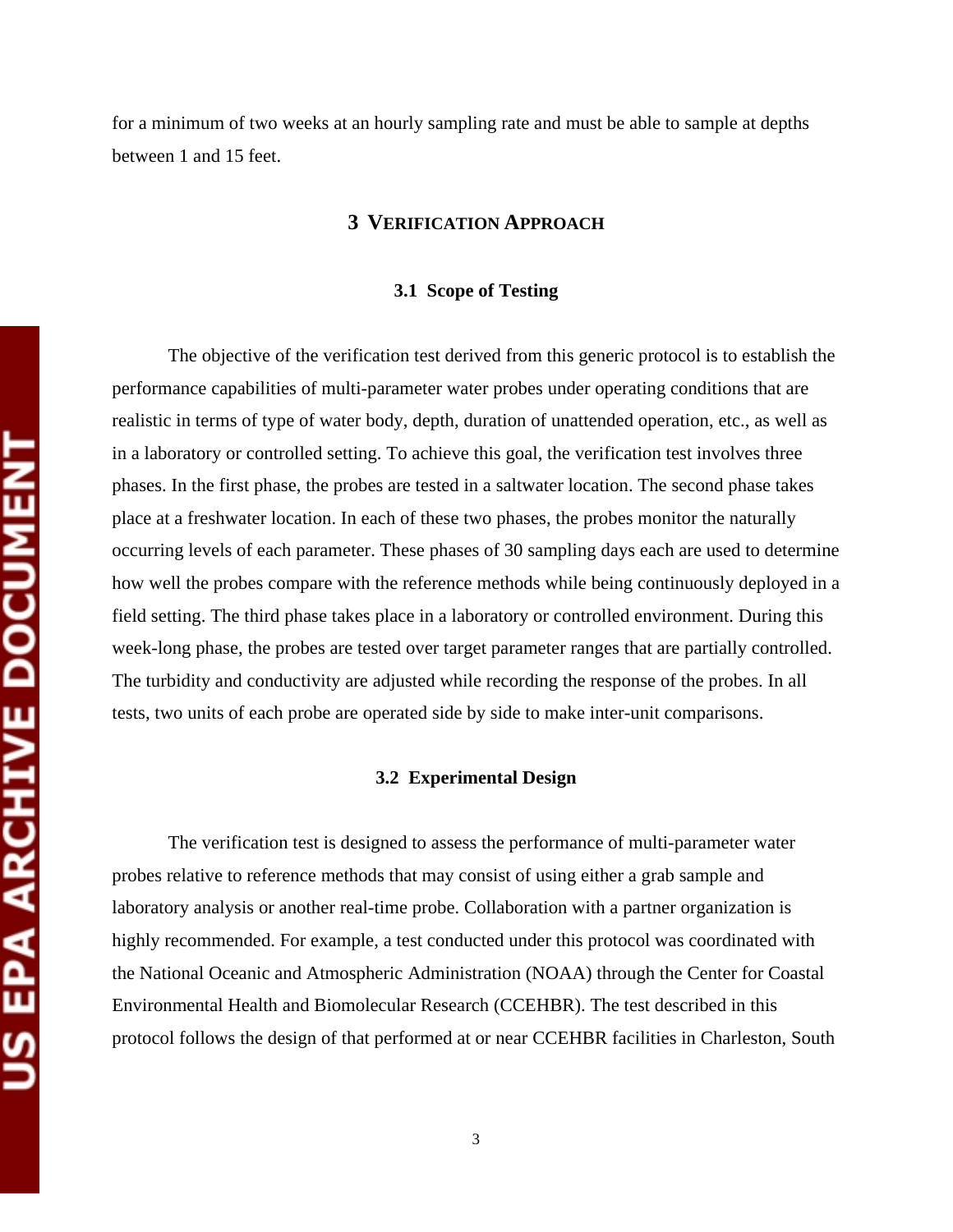for a minimum of two weeks at an hourly sampling rate and must be able to sample at depths between 1 and 15 feet.

# 3 VERIFICATION APPROACH

## 3.1 Scope of Testing

The objective of the verification test derived from this generic protocol is to establish the performance capabilities of multi-parameter water probes under operating conditions that are realistic in terms of type of water body, depth, duration of unattended operation, etc., as well as in a laboratory or controlled setting. To achieve this goal, the verification test involves three phases. In the first phase, the probes are tested in a saltwater location. The second phase takes place at a freshwater location. In each of these two phases, the probes monitor the naturally occurring levels of each parameter. These phases of 30 sampling days each are used to determine how well the probes compare with the reference methods while being continuously deployed in a field setting. The third phase takes place in a laboratory or controlled environment. During this week-long phase, the probes are tested over target parameter ranges that are partially controlled. The turbidity and conductivity are adjusted while recording the response of the probes. In all tests, two units of each probe are operated side by side to make inter-unit comparisons.

## 3.2 Experimental Design

The verification test is designed to assess the performance of multi-parameter water probes relative to reference methods that may consist of using either a grab sample and laboratory analysis or another real-time probe. Collaboration with a partner organization is highly recommended. For example, a test conducted under this protocol was coordinated with the National Oceanic and Atmospheric Administration (NOAA) through the Center for Coastal Environmental Health and Biomolecular Research (CCEHBR). The test described in this protocol follows the design of that performed at or near CCEHBR facilities in Charleston, South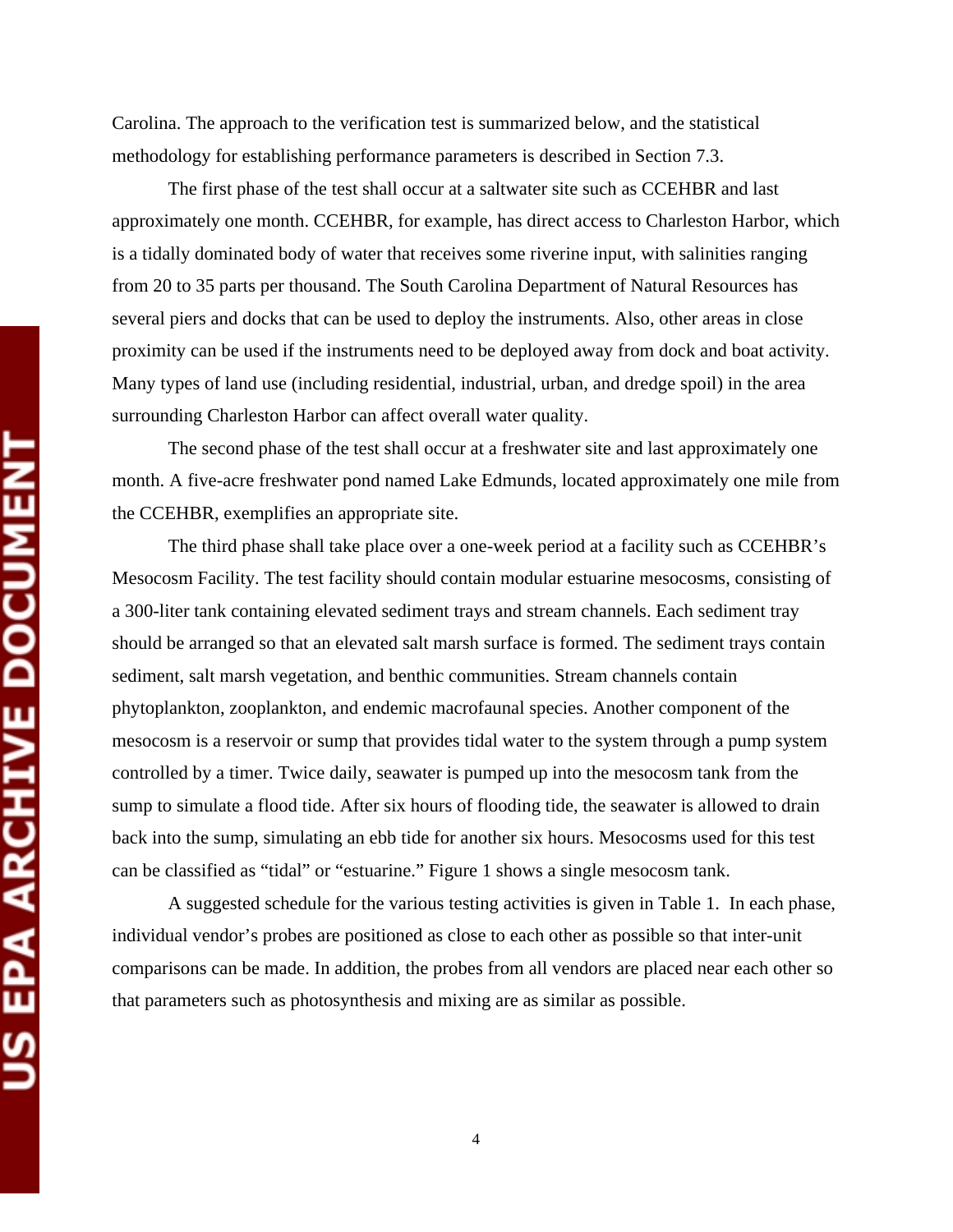Carolina. The approach to the verification test is summarized below, and the statistical methodology for establishing performance parameters is described in Section 7.3.

The first phase of the test shall occur at a saltwater site such as CCEHBR and last approximately one month. CCEHBR, for example, has direct access to Charleston Harbor, which is a tidally dominated body of water that receives some riverine input, with salinities ranging from 20 to 35 parts per thousand. The South Carolina Department of Natural Resources has several piers and docks that can be used to deploy the instruments. Also, other areas in close proximity can be used if the instruments need to be deployed away from dock and boat activity. Many types of land use (including residential, industrial, urban, and dredge spoil) in the area surrounding Charleston Harbor can affect overall water quality.

The second phase of the test shall occur at a freshwater site and last approximately one month. A five-acre freshwater pond named Lake Edmunds, located approximately one mile from the CCEHBR, exemplifies an appropriate site.

The third phase shall take place over a one-week period at a facility such as CCEHBR's Mesocosm Facility. The test facility should contain modular estuarine mesocosms, consisting of a 300-liter tank containing elevated sediment trays and stream channels. Each sediment tray should be arranged so that an elevated salt marsh surface is formed. The sediment trays contain sediment, salt marsh vegetation, and benthic communities. Stream channels contain phytoplankton, zooplankton, and endemic macrofaunal species. Another component of the mesocosm is a reservoir or sump that provides tidal water to the system through a pump system controlled by a timer. Twice daily, seawater is pumped up into the mesocosm tank from the sump to simulate a flood tide. After six hours of flooding tide, the seawater is allowed to drain back into the sump, simulating an ebb tide for another six hours. Mesocosms used for this test can be classified as "tidal" or "estuarine." Figure 1 shows a single mesocosm tank.

A suggested schedule for the various testing activities is given in Table 1. In each phase, individual vendor's probes are positioned as close to each other as possible so that inter-unit comparisons can be made. In addition, the probes from all vendors are placed near each other so that parameters such as photosynthesis and mixing are as similar as possible.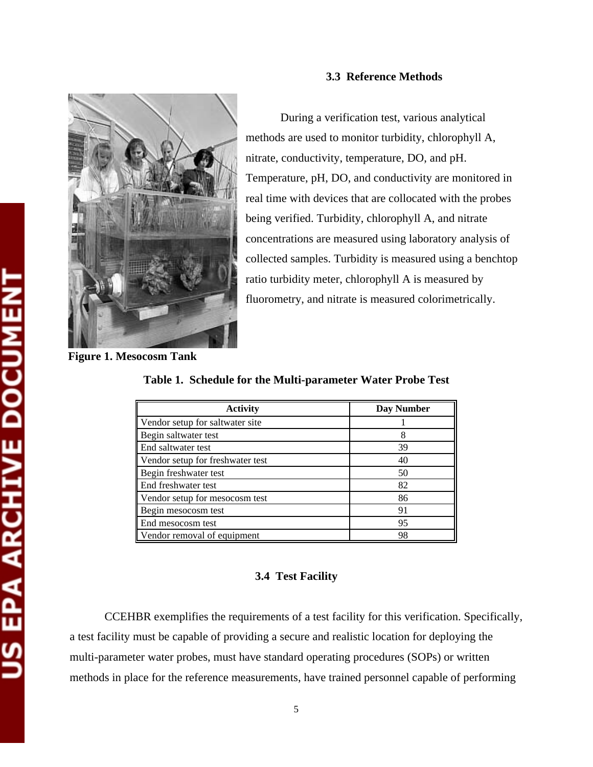### 3.3 Reference Methods

During a verification test, various analytical methods are used to monitor turbidity, chlorophyll A, nitrate, conductivity, temperature, DO, and pH. Temperature, pH, DO, and conductivity are monitored in real time with devices that are collocated with the probes being verified. Turbidity, chlorophyll A, and nitrate concentrations are measured using laboratory analysis of collected samples. Turbidity is measured using a benchtop ratio turbidity meter, chlorophyll A is measured by fluorometry, and nitrate is measured colorimetrically.

**Figure 1. Mesocosm Tank**

**Table 1. Schedule for the Multi-parameter Water Probe Test**

| Activity | Day Number |
|---|---|
| Vendor setup for saltwater site | 1 |
| Begin saltwater test | 8 |
| End saltwater test | 39 |
| Vendor setup for freshwater test | 40 |
| Begin freshwater test | 50 |
| End freshwater test | 82 |
| Vendor setup for mesocosm test | 86 |
| Begin mesocosm test | 91 |
| End mesocosm test | 95 |
| Vendor removal of equipment | 98 |

### 3.4 Test Facility

CCEHBR exemplifies the requirements of a test facility for this verification. Specifically, a test facility must be capable of providing a secure and realistic location for deploying the multi-parameter water probes, must have standard operating procedures (SOPs) or written methods in place for the reference measurements, have trained personnel capable of performing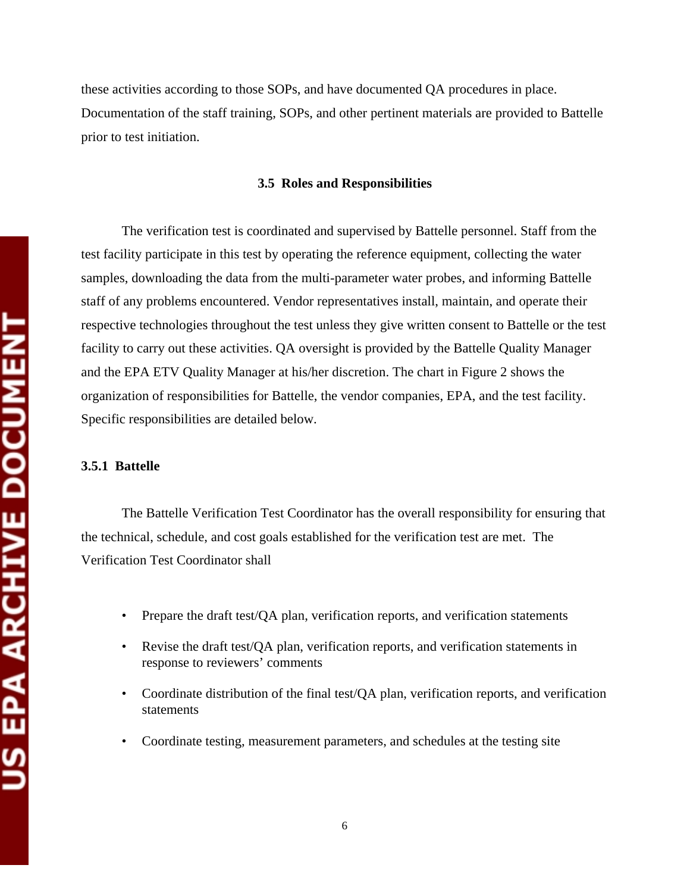these activities according to those SOPs, and have documented QA procedures in place. Documentation of the staff training, SOPs, and other pertinent materials are provided to Battelle prior to test initiation.

## 3.5 Roles and Responsibilities

The verification test is coordinated and supervised by Battelle personnel. Staff from the test facility participate in this test by operating the reference equipment, collecting the water samples, downloading the data from the multi-parameter water probes, and informing Battelle staff of any problems encountered. Vendor representatives install, maintain, and operate their respective technologies throughout the test unless they give written consent to Battelle or the test facility to carry out these activities. QA oversight is provided by the Battelle Quality Manager and the EPA ETV Quality Manager at his/her discretion. The chart in Figure 2 shows the organization of responsibilities for Battelle, the vendor companies, EPA, and the test facility. Specific responsibilities are detailed below.

### 3.5.1 Battelle

The Battelle Verification Test Coordinator has the overall responsibility for ensuring that the technical, schedule, and cost goals established for the verification test are met. The Verification Test Coordinator shall

- Prepare the draft test/QA plan, verification reports, and verification statements
- Revise the draft test/QA plan, verification reports, and verification statements in response to reviewers' comments
- Coordinate distribution of the final test/QA plan, verification reports, and verification statements
- Coordinate testing, measurement parameters, and schedules at the testing site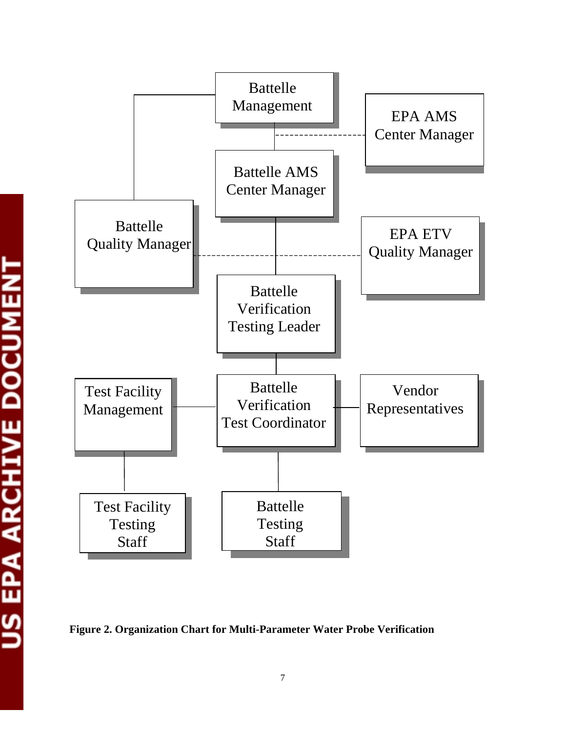Battelle Management

EPA AMS Center Manager

Battelle AMS Center Manager

Battelle Quality Manager

EPA ETV Quality Manager

Battelle Verification Testing Leader

Test Facility Management

Battelle Verification Test Coordinator

Vendor Representatives

Test Facility Testing Staff

Battelle Testing Staff

**Figure 2. Organization Chart for Multi-Parameter Water Probe Verification**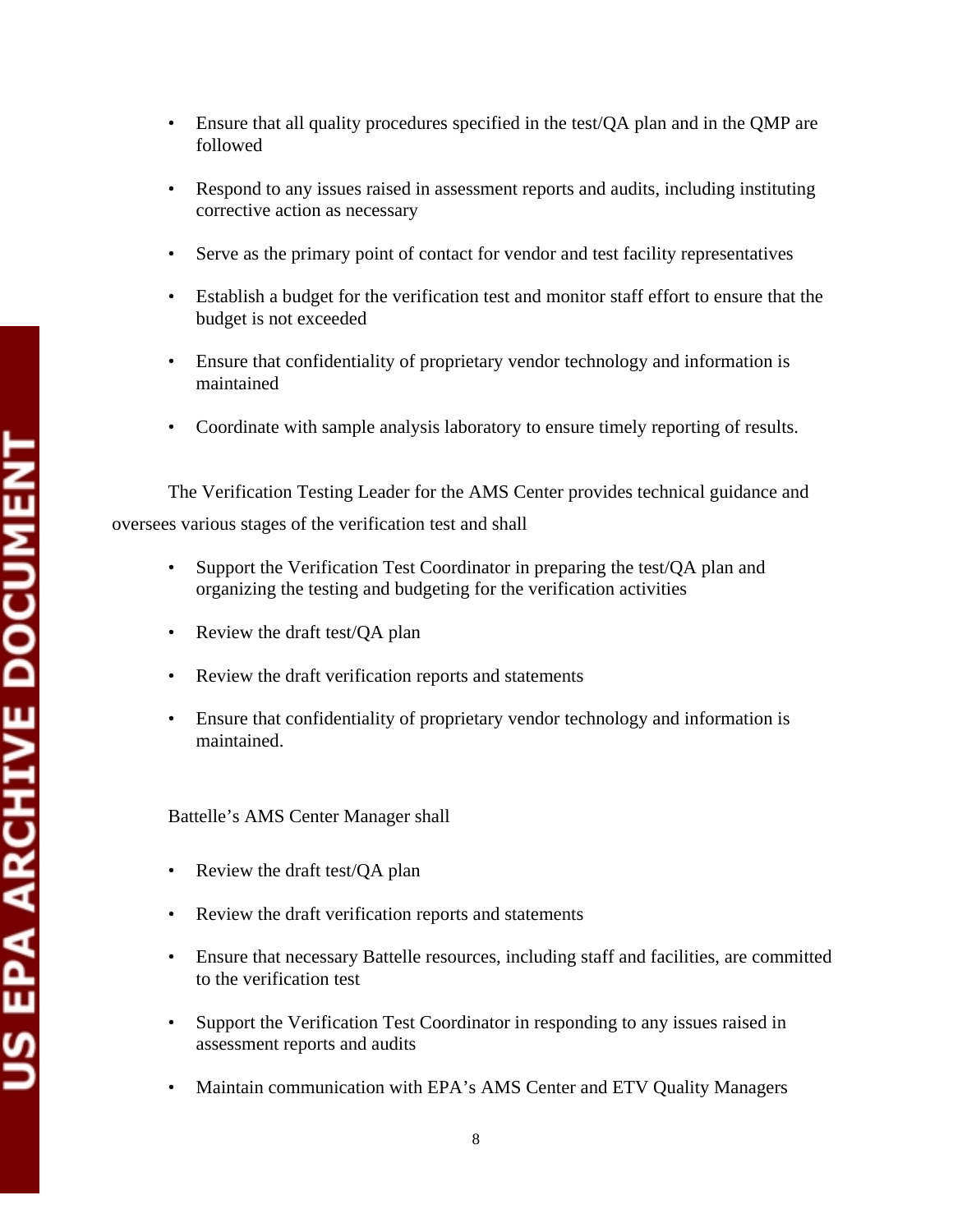- Ensure that all quality procedures specified in the test/QA plan and in the QMP are followed
- Respond to any issues raised in assessment reports and audits, including instituting corrective action as necessary
- Serve as the primary point of contact for vendor and test facility representatives
- Establish a budget for the verification test and monitor staff effort to ensure that the budget is not exceeded
- Ensure that confidentiality of proprietary vendor technology and information is maintained
- Coordinate with sample analysis laboratory to ensure timely reporting of results.

The Verification Testing Leader for the AMS Center provides technical guidance and oversees various stages of the verification test and shall

- Support the Verification Test Coordinator in preparing the test/QA plan and organizing the testing and budgeting for the verification activities
- Review the draft test/QA plan
- Review the draft verification reports and statements
- Ensure that confidentiality of proprietary vendor technology and information is maintained.

Battelle's AMS Center Manager shall

- Review the draft test/QA plan
- Review the draft verification reports and statements
- Ensure that necessary Battelle resources, including staff and facilities, are committed to the verification test
- Support the Verification Test Coordinator in responding to any issues raised in assessment reports and audits
- Maintain communication with EPA's AMS Center and ETV Quality Managers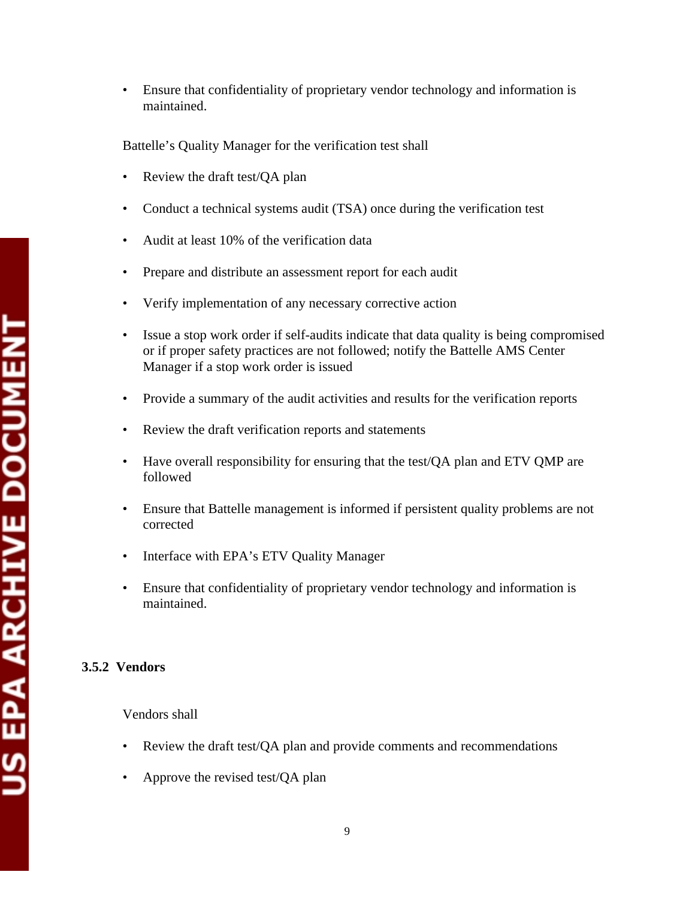- Ensure that confidentiality of proprietary vendor technology and information is maintained.

Battelle's Quality Manager for the verification test shall

- Review the draft test/QA plan
- Conduct a technical systems audit (TSA) once during the verification test
- Audit at least 10% of the verification data
- Prepare and distribute an assessment report for each audit
- Verify implementation of any necessary corrective action
- Issue a stop work order if self-audits indicate that data quality is being compromised or if proper safety practices are not followed; notify the Battelle AMS Center Manager if a stop work order is issued
- Provide a summary of the audit activities and results for the verification reports
- Review the draft verification reports and statements
- Have overall responsibility for ensuring that the test/QA plan and ETV QMP are followed
- Ensure that Battelle management is informed if persistent quality problems are not corrected
- Interface with EPA's ETV Quality Manager
- Ensure that confidentiality of proprietary vendor technology and information is maintained.

### 3.5.2 Vendors

Vendors shall

- Review the draft test/QA plan and provide comments and recommendations
- Approve the revised test/QA plan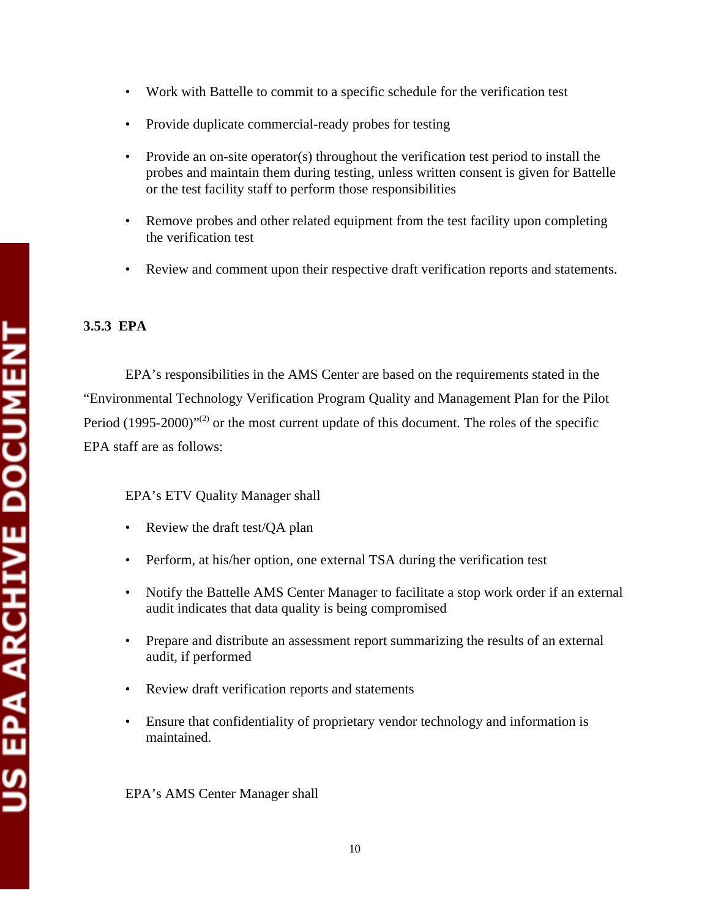- Work with Battelle to commit to a specific schedule for the verification test
- Provide duplicate commercial-ready probes for testing
- Provide an on-site operator(s) throughout the verification test period to install the probes and maintain them during testing, unless written consent is given for Battelle or the test facility staff to perform those responsibilities
- Remove probes and other related equipment from the test facility upon completing the verification test
- Review and comment upon their respective draft verification reports and statements.

### 3.5.3 EPA

EPA's responsibilities in the AMS Center are based on the requirements stated in the "Environmental Technology Verification Program Quality and Management Plan for the Pilot Period (1995-2000)"[2] or the most current update of this document. The roles of the specific EPA staff are as follows:

EPA's ETV Quality Manager shall

- Review the draft test/QA plan
- Perform, at his/her option, one external TSA during the verification test
- Notify the Battelle AMS Center Manager to facilitate a stop work order if an external audit indicates that data quality is being compromised
- Prepare and distribute an assessment report summarizing the results of an external audit, if performed
- Review draft verification reports and statements
- Ensure that confidentiality of proprietary vendor technology and information is maintained.

EPA's AMS Center Manager shall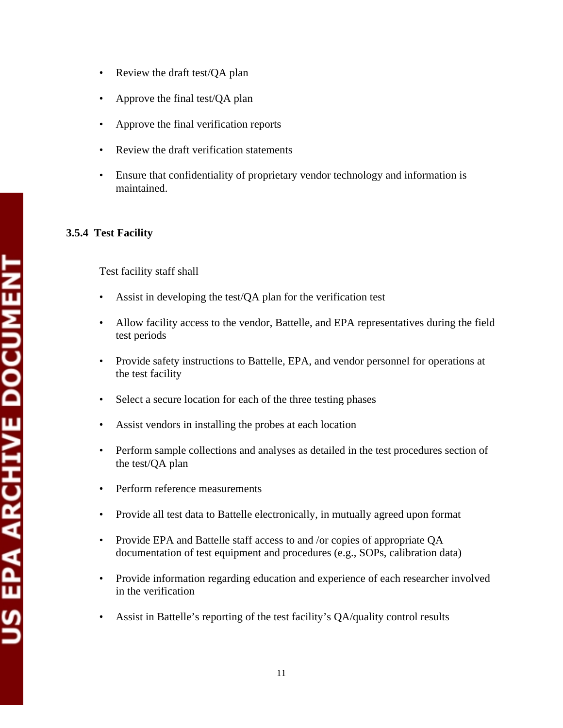- Review the draft test/QA plan
- Approve the final test/QA plan
- Approve the final verification reports
- Review the draft verification statements
- Ensure that confidentiality of proprietary vendor technology and information is maintained.

### 3.5.4 Test Facility

Test facility staff shall

- Assist in developing the test/QA plan for the verification test
- Allow facility access to the vendor, Battelle, and EPA representatives during the field test periods
- Provide safety instructions to Battelle, EPA, and vendor personnel for operations at the test facility
- Select a secure location for each of the three testing phases
- Assist vendors in installing the probes at each location
- Perform sample collections and analyses as detailed in the test procedures section of the test/QA plan
- Perform reference measurements
- Provide all test data to Battelle electronically, in mutually agreed upon format
- Provide EPA and Battelle staff access to and /or copies of appropriate QA documentation of test equipment and procedures (e.g., SOPs, calibration data)
- Provide information regarding education and experience of each researcher involved in the verification
- Assist in Battelle's reporting of the test facility's QA/quality control results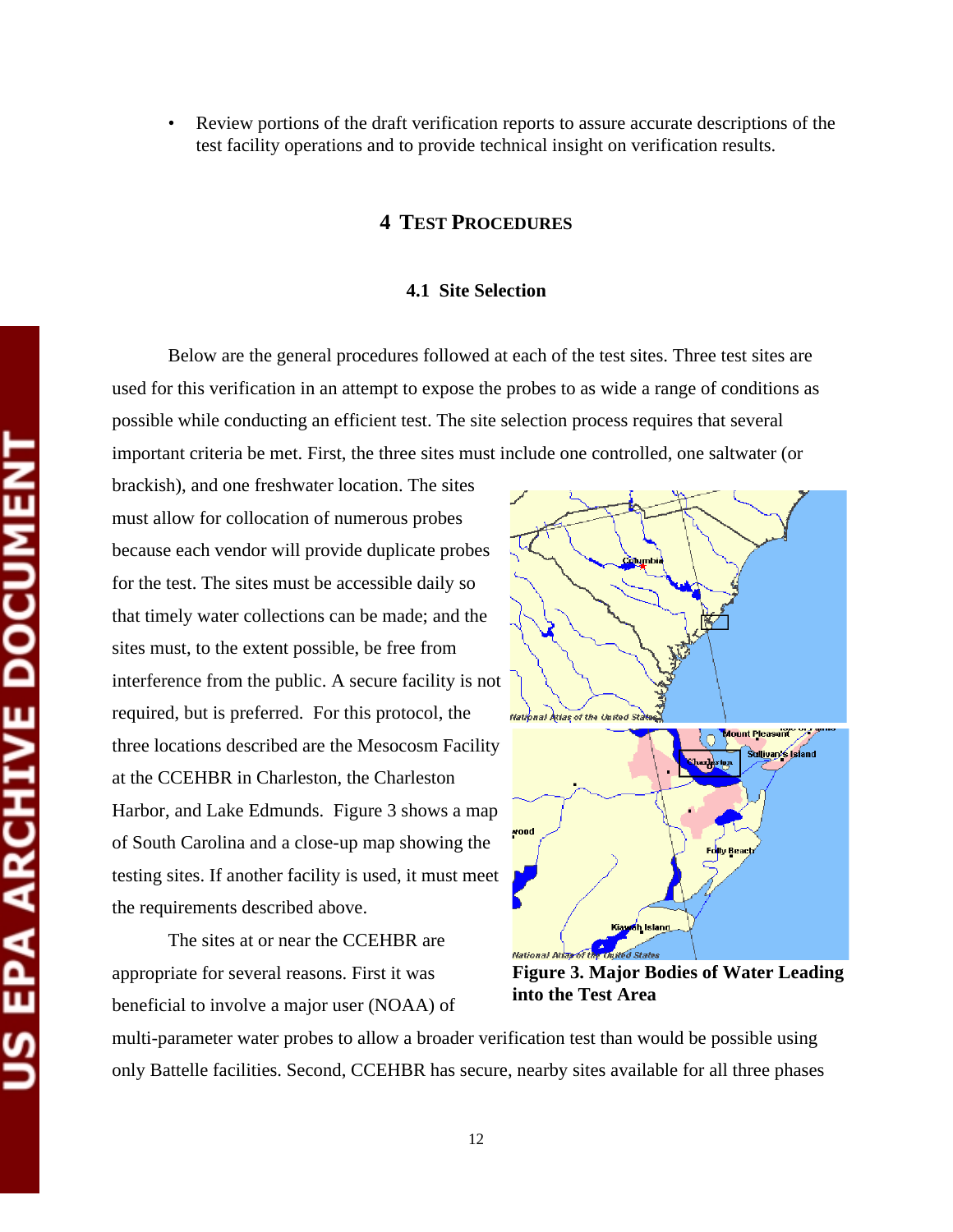- Review portions of the draft verification reports to assure accurate descriptions of the test facility operations and to provide technical insight on verification results.

# 4 TEST PROCEDURES

## 4.1 Site Selection

Below are the general procedures followed at each of the test sites. Three test sites are used for this verification in an attempt to expose the probes to as wide a range of conditions as possible while conducting an efficient test. The site selection process requires that several important criteria be met. First, the three sites must include one controlled, one saltwater (or brackish), and one freshwater location. The sites must allow for collocation of numerous probes because each vendor will provide duplicate probes for the test. The sites must be accessible daily so that timely water collections can be made; and the sites must, to the extent possible, be free from interference from the public. A secure facility is not required, but is preferred. For this protocol, the three locations described are the Mesocosm Facility at the CCEHBR in Charleston, the Charleston Harbor, and Lake Edmunds. Figure 3 shows a map of South Carolina and a close-up map showing the testing sites. If another facility is used, it must meet the requirements described above.

**Figure 3. Major Bodies of Water Leading into the Test Area**

The sites at or near the CCEHBR are appropriate for several reasons. First it was beneficial to involve a major user (NOAA) of multi-parameter water probes to allow a broader verification test than would be possible using only Battelle facilities. Second, CCEHBR has secure, nearby sites available for all three phases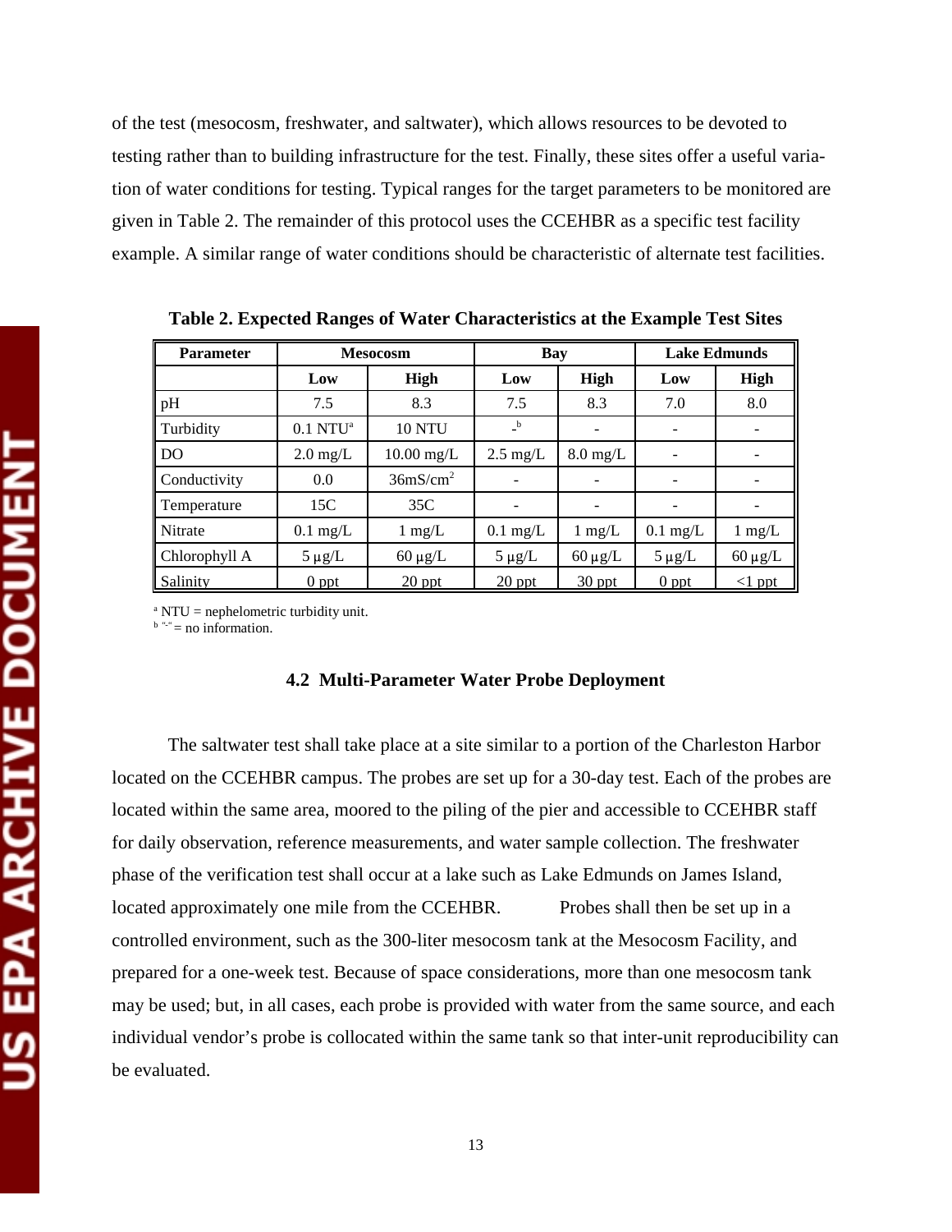of the test (mesocosm, freshwater, and saltwater), which allows resources to be devoted to testing rather than to building infrastructure for the test. Finally, these sites offer a useful variation of water conditions for testing. Typical ranges for the target parameters to be monitored are given in Table 2. The remainder of this protocol uses the CCEHBR as a specific test facility example. A similar range of water conditions should be characteristic of alternate test facilities.

**Table 2. Expected Ranges of Water Characteristics at the Example Test Sites**

| Parameter | Mesocosm | | Bay | | Lake Edmunds | |
|---|---|---|---|---|---|---|
| | Low | High | Low | High | Low | High |
| pH | 7.5 | 8.3 | 7.5 | 8.3 | 7.0 | 8.0 |
| Turbidity | 0.1 NTU[a] | 10 NTU | -[b] | - | - | - |
| DO | 2.0 mg/L | 10.00 mg/L | 2.5 mg/L | 8.0 mg/L | - | - |
| Conductivity | 0.0 | $36 mS/cm^2$ | - | - | - | - |
| Temperature | 15C | 35C | - | - | - | - |
| Nitrate | 0.1 mg/L | 1 mg/L | 0.1 mg/L | 1 mg/L | 0.1 mg/L | 1 mg/L |
| Chlorophyll A | 5 µg/L | 60 µg/L | 5 µg/L | 60 µg/L | 5 µg/L | 60 µg/L |
| Salinity | 0 ppt | 20 ppt | 20 ppt | 30 ppt | 0 ppt | <1 ppt |

[a] NTU = nephelometric turbidity unit.
[b] "-" = no information.

### 4.2 Multi-Parameter Water Probe Deployment

The saltwater test shall take place at a site similar to a portion of the Charleston Harbor located on the CCEHBR campus. The probes are set up for a 30-day test. Each of the probes are located within the same area, moored to the piling of the pier and accessible to CCEHBR staff for daily observation, reference measurements, and water sample collection. The freshwater phase of the verification test shall occur at a lake such as Lake Edmunds on James Island, located approximately one mile from the CCEHBR. Probes shall then be set up in a controlled environment, such as the 300-liter mesocosm tank at the Mesocosm Facility, and prepared for a one-week test. Because of space considerations, more than one mesocosm tank may be used; but, in all cases, each probe is provided with water from the same source, and each individual vendor's probe is collocated within the same tank so that inter-unit reproducibility can be evaluated.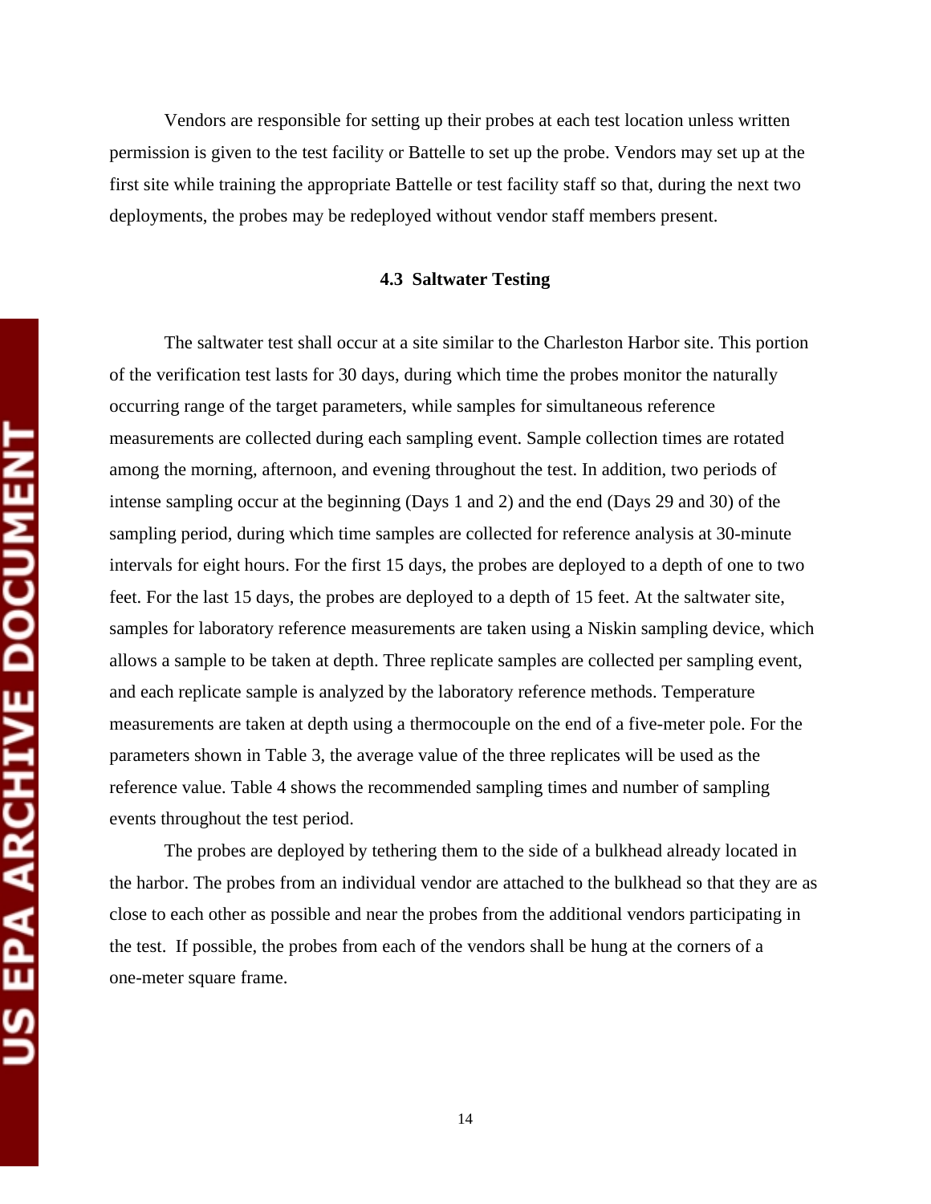Vendors are responsible for setting up their probes at each test location unless written permission is given to the test facility or Battelle to set up the probe. Vendors may set up at the first site while training the appropriate Battelle or test facility staff so that, during the next two deployments, the probes may be redeployed without vendor staff members present.

### 4.3 Saltwater Testing

The saltwater test shall occur at a site similar to the Charleston Harbor site. This portion of the verification test lasts for 30 days, during which time the probes monitor the naturally occurring range of the target parameters, while samples for simultaneous reference measurements are collected during each sampling event. Sample collection times are rotated among the morning, afternoon, and evening throughout the test. In addition, two periods of intense sampling occur at the beginning (Days 1 and 2) and the end (Days 29 and 30) of the sampling period, during which time samples are collected for reference analysis at 30-minute intervals for eight hours. For the first 15 days, the probes are deployed to a depth of one to two feet. For the last 15 days, the probes are deployed to a depth of 15 feet. At the saltwater site, samples for laboratory reference measurements are taken using a Niskin sampling device, which allows a sample to be taken at depth. Three replicate samples are collected per sampling event, and each replicate sample is analyzed by the laboratory reference methods. Temperature measurements are taken at depth using a thermocouple on the end of a five-meter pole. For the parameters shown in Table 3, the average value of the three replicates will be used as the reference value. Table 4 shows the recommended sampling times and number of sampling events throughout the test period.

The probes are deployed by tethering them to the side of a bulkhead already located in the harbor. The probes from an individual vendor are attached to the bulkhead so that they are as close to each other as possible and near the probes from the additional vendors participating in the test. If possible, the probes from each of the vendors shall be hung at the corners of a one-meter square frame.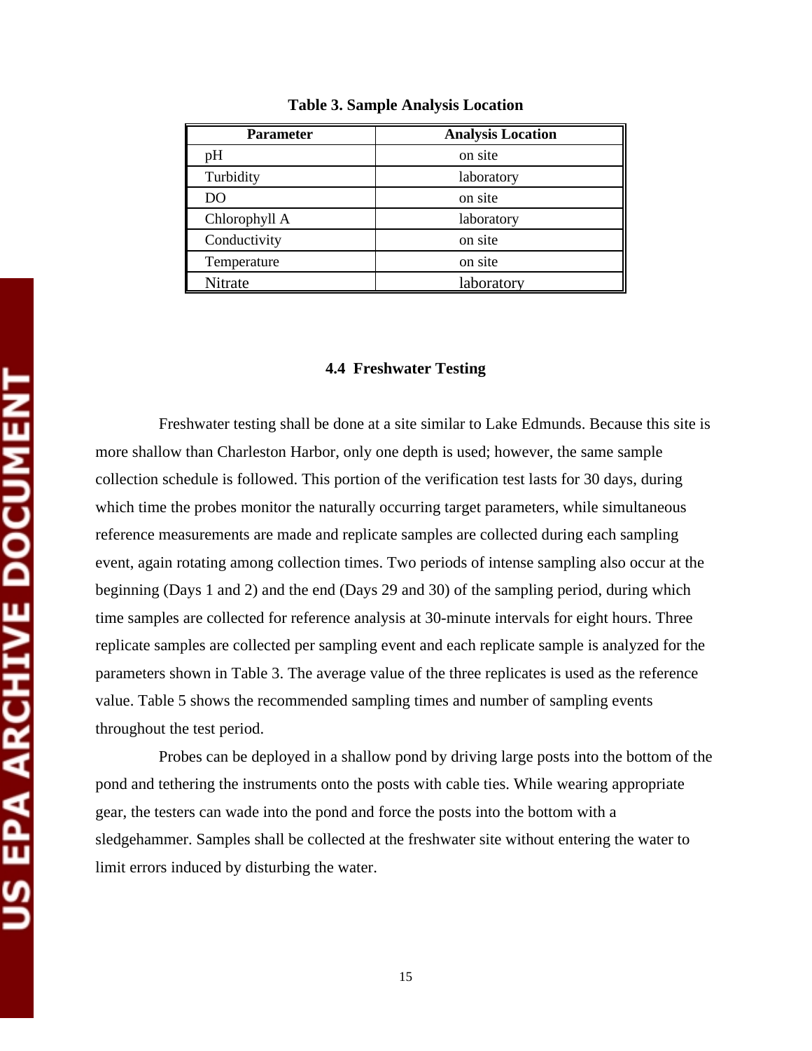**Table 3. Sample Analysis Location**

| Parameter | Analysis Location |
|---|---|
| pH | on site |
| Turbidity | laboratory |
| DO | on site |
| Chlorophyll A | laboratory |
| Conductivity | on site |
| Temperature | on site |
| Nitrate | laboratory |

### 4.4 Freshwater Testing

Freshwater testing shall be done at a site similar to Lake Edmunds. Because this site is more shallow than Charleston Harbor, only one depth is used; however, the same sample collection schedule is followed. This portion of the verification test lasts for 30 days, during which time the probes monitor the naturally occurring target parameters, while simultaneous reference measurements are made and replicate samples are collected during each sampling event, again rotating among collection times. Two periods of intense sampling also occur at the beginning (Days 1 and 2) and the end (Days 29 and 30) of the sampling period, during which time samples are collected for reference analysis at 30-minute intervals for eight hours. Three replicate samples are collected per sampling event and each replicate sample is analyzed for the parameters shown in Table 3. The average value of the three replicates is used as the reference value. Table 5 shows the recommended sampling times and number of sampling events throughout the test period.

Probes can be deployed in a shallow pond by driving large posts into the bottom of the pond and tethering the instruments onto the posts with cable ties. While wearing appropriate gear, the testers can wade into the pond and force the posts into the bottom with a sledgehammer. Samples shall be collected at the freshwater site without entering the water to limit errors induced by disturbing the water.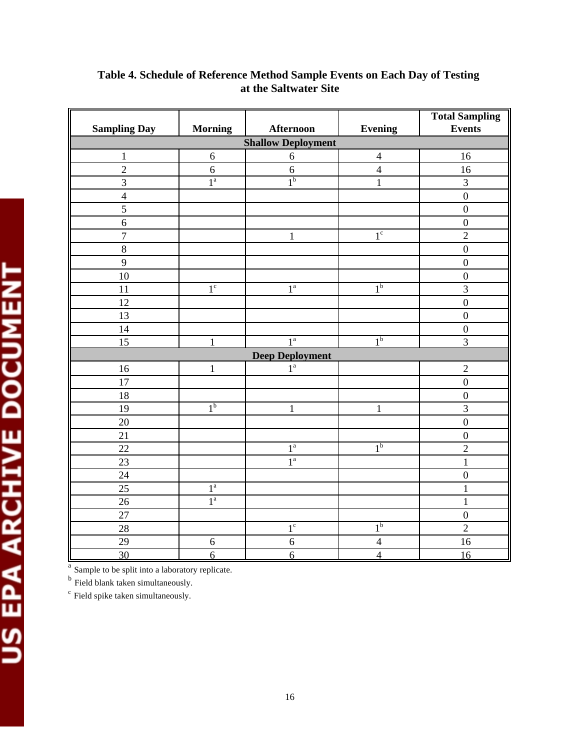**Table 4. Schedule of Reference Method Sample Events on Each Day of Testing at the Saltwater Site**

| Sampling Day | Morning | Afternoon | Evening | Total Sampling Events |
|---|---|---|---|---|
| **Shallow Deployment** | | | | |
| 1 | 6 | 6 | 4 | 16 |
| 2 | 6 | 6 | 4 | 16 |
| 3 | 1[a] | 1[b] | 1 | 3 |
| 4 | | | | 0 |
| 5 | | | | 0 |
| 6 | | | | 0 |
| 7 | | 1 | 1[c] | 2 |
| 8 | | | | 0 |
| 9 | | | | 0 |
| 10 | | | | 0 |
| 11 | 1[c] | 1[a] | 1[b] | 3 |
| 12 | | | | 0 |
| 13 | | | | 0 |
| 14 | | | | 0 |
| 15 | 1 | 1[a] | 1[b] | 3 |
| **Deep Deployment** | | | | |
| 16 | 1 | 1[a] | | 2 |
| 17 | | | | 0 |
| 18 | | | | 0 |
| 19 | 1[b] | 1 | 1 | 3 |
| 20 | | | | 0 |
| 21 | | | | 0 |
| 22 | | 1[a] | 1[b] | 2 |
| 23 | | 1[a] | | 1 |
| 24 | | | | 0 |
| 25 | 1[a] | | | 1 |
| 26 | 1[a] | | | 1 |
| 27 | | | | 0 |
| 28 | | 1[c] | 1[b] | 2 |
| 29 | 6 | 6 | 4 | 16 |
| 30 | 6 | 6 | 4 | 16 |

[a] Sample to be split into a laboratory replicate.
[b] Field blank taken simultaneously.
[c] Field spike taken simultaneously.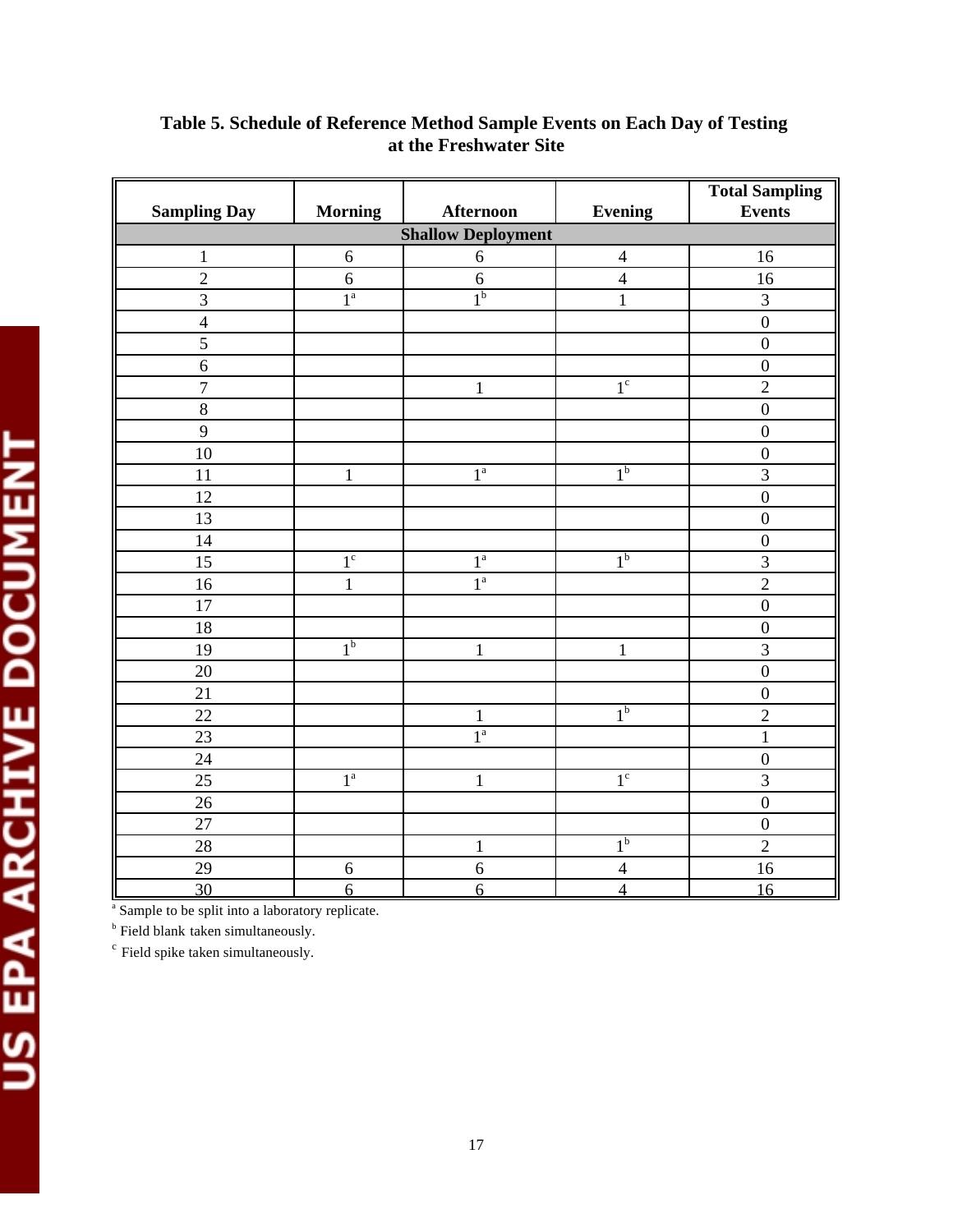**Table 5. Schedule of Reference Method Sample Events on Each Day of Testing at the Freshwater Site**

| Sampling Day | Morning | Afternoon | Evening | Total Sampling Events |
|---|---|---|---|---|
| **Shallow Deployment** | | | | |
| 1 | 6 | 6 | 4 | 16 |
| 2 | 6 | 6 | 4 | 16 |
| 3 | 1[a] | 1[b] | 1 | 3 |
| 4 | | | | 0 |
| 5 | | | | 0 |
| 6 | | | | 0 |
| 7 | | 1 | 1[c] | 2 |
| 8 | | | | 0 |
| 9 | | | | 0 |
| 10 | | | | 0 |
| 11 | 1 | 1[a] | 1[b] | 3 |
| 12 | | | | 0 |
| 13 | | | | 0 |
| 14 | | | | 0 |
| 15 | 1[c] | 1[a] | 1[b] | 3 |
| 16 | 1 | 1[a] | | 2 |
| 17 | | | | 0 |
| 18 | | | | 0 |
| 19 | 1[b] | 1 | 1 | 3 |
| 20 | | | | 0 |
| 21 | | | | 0 |
| 22 | | 1 | 1[b] | 2 |
| 23 | | 1[a] | | 1 |
| 24 | | | | 0 |
| 25 | 1[a] | 1 | 1[c] | 3 |
| 26 | | | | 0 |
| 27 | | | | 0 |
| 28 | | 1 | 1[b] | 2 |
| 29 | 6 | 6 | 4 | 16 |
| 30 | 6 | 6 | 4 | 16 |

[a] Sample to be split into a laboratory replicate.

[b] Field blank taken simultaneously.

[c] Field spike taken simultaneously.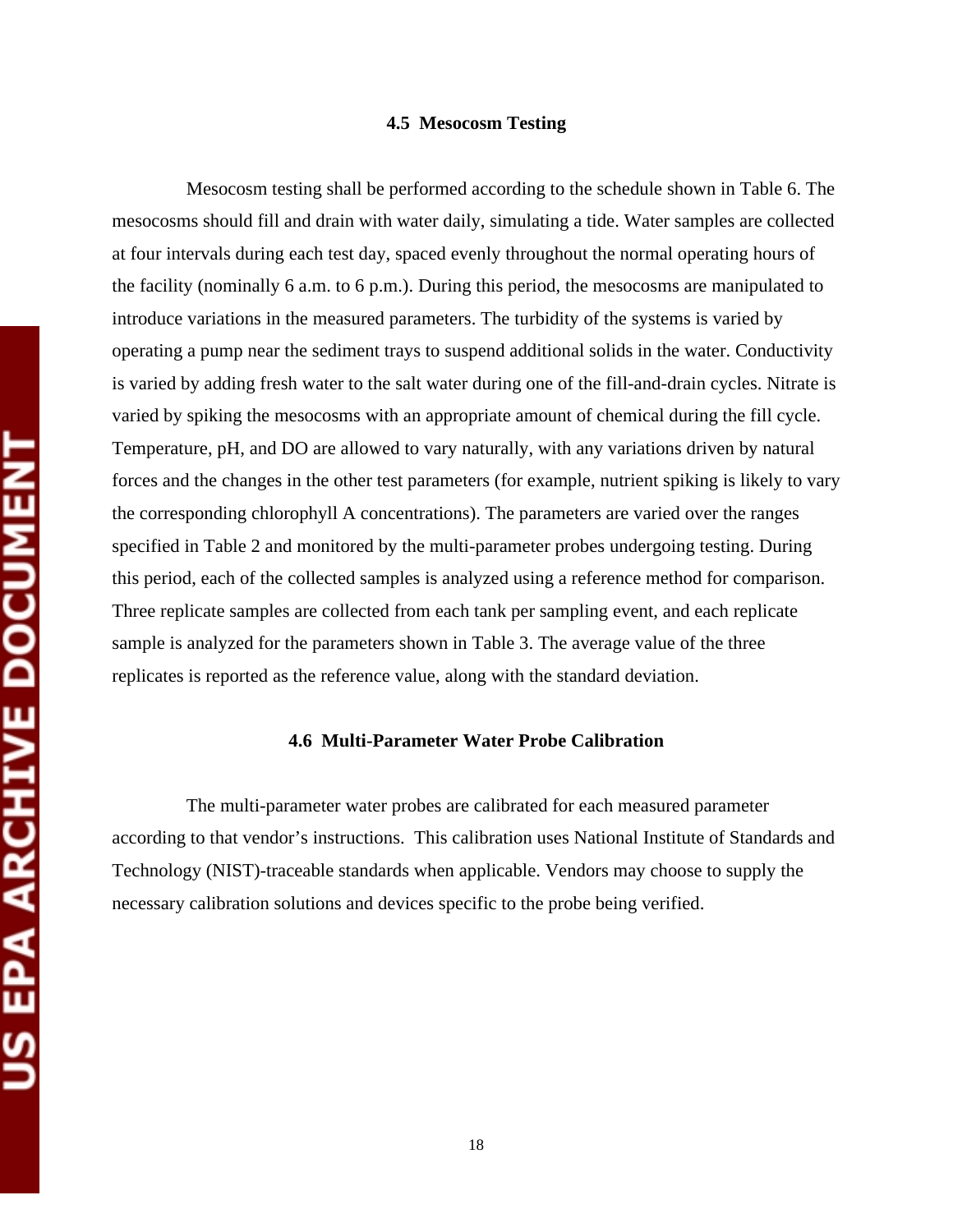## 4.5 Mesocosm Testing

Mesocosm testing shall be performed according to the schedule shown in Table 6. The mesocosms should fill and drain with water daily, simulating a tide. Water samples are collected at four intervals during each test day, spaced evenly throughout the normal operating hours of the facility (nominally 6 a.m. to 6 p.m.). During this period, the mesocosms are manipulated to introduce variations in the measured parameters. The turbidity of the systems is varied by operating a pump near the sediment trays to suspend additional solids in the water. Conductivity is varied by adding fresh water to the salt water during one of the fill-and-drain cycles. Nitrate is varied by spiking the mesocosms with an appropriate amount of chemical during the fill cycle. Temperature, pH, and DO are allowed to vary naturally, with any variations driven by natural forces and the changes in the other test parameters (for example, nutrient spiking is likely to vary the corresponding chlorophyll A concentrations). The parameters are varied over the ranges specified in Table 2 and monitored by the multi-parameter probes undergoing testing. During this period, each of the collected samples is analyzed using a reference method for comparison. Three replicate samples are collected from each tank per sampling event, and each replicate sample is analyzed for the parameters shown in Table 3. The average value of the three replicates is reported as the reference value, along with the standard deviation.

## 4.6 Multi-Parameter Water Probe Calibration

The multi-parameter water probes are calibrated for each measured parameter according to that vendor's instructions. This calibration uses National Institute of Standards and Technology (NIST)-traceable standards when applicable. Vendors may choose to supply the necessary calibration solutions and devices specific to the probe being verified.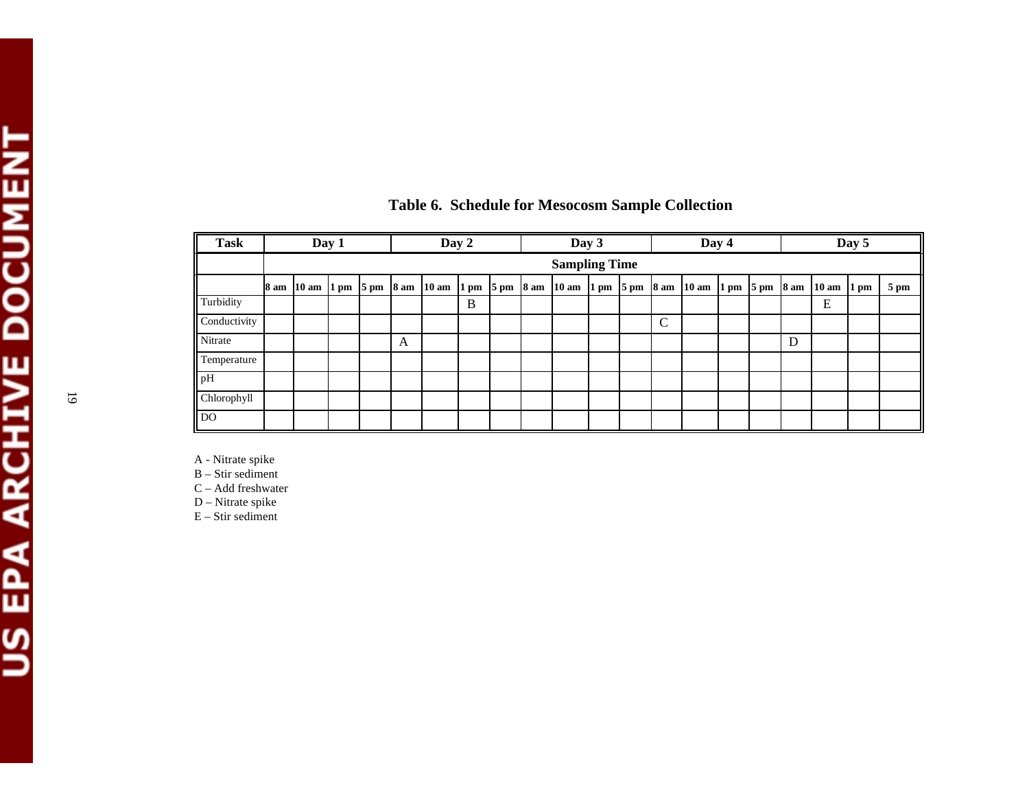# Table 6. Schedule for Mesocosm Sample Collection

| Task | Day 1 | | | | Day 2 | | | | Day 3 | | | | Day 4 | | | | Day 5 | | | |
|---|---|---|---|---|---|---|---|---|---|---|---|---|---|---|---|---|---|---|---|---|
| | Sampling Time | | | | | | | | | | | | | | | | | | | |
| | 8 am | 10 am | 1 pm | 5 pm | 8 am | 10 am | 1 pm | 5 pm | 8 am | 10 am | 1 pm | 5 pm | 8 am | 10 am | 1 pm | 5 pm | 8 am | 10 am | 1 pm | 5 pm |
| Turbidity | | | | | | | B | | | | | | | | | | | E | | |
| Conductivity | | | | | | | | | | | | | C | | | | | | | |
| Nitrate | | | | | A | | | | | | | | | | | | D | | | |
| Temperature | | | | | | | | | | | | | | | | | | | | |
| pH | | | | | | | | | | | | | | | | | | | | |
| Chlorophyll | | | | | | | | | | | | | | | | | | | | |
| DO | | | | | | | | | | | | | | | | | | | | |

A - Nitrate spike
B – Stir sediment
C – Add freshwater
D – Nitrate spike
E – Stir sediment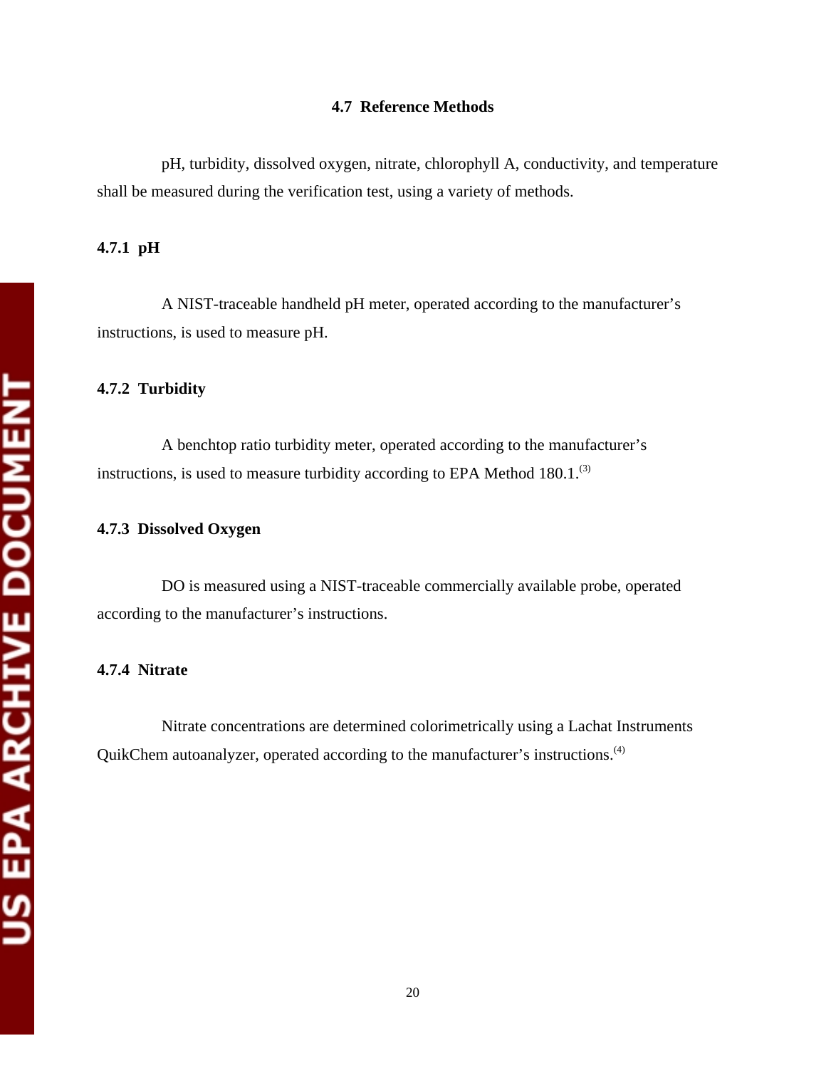## 4.7 Reference Methods

pH, turbidity, dissolved oxygen, nitrate, chlorophyll A, conductivity, and temperature shall be measured during the verification test, using a variety of methods.

### 4.7.1 pH

A NIST-traceable handheld pH meter, operated according to the manufacturer's instructions, is used to measure pH.

### 4.7.2 Turbidity

A benchtop ratio turbidity meter, operated according to the manufacturer's instructions, is used to measure turbidity according to EPA Method 180.1.[3]

### 4.7.3 Dissolved Oxygen

DO is measured using a NIST-traceable commercially available probe, operated according to the manufacturer's instructions.

### 4.7.4 Nitrate

Nitrate concentrations are determined colorimetrically using a Lachat Instruments QuikChem autoanalyzer, operated according to the manufacturer's instructions.[4]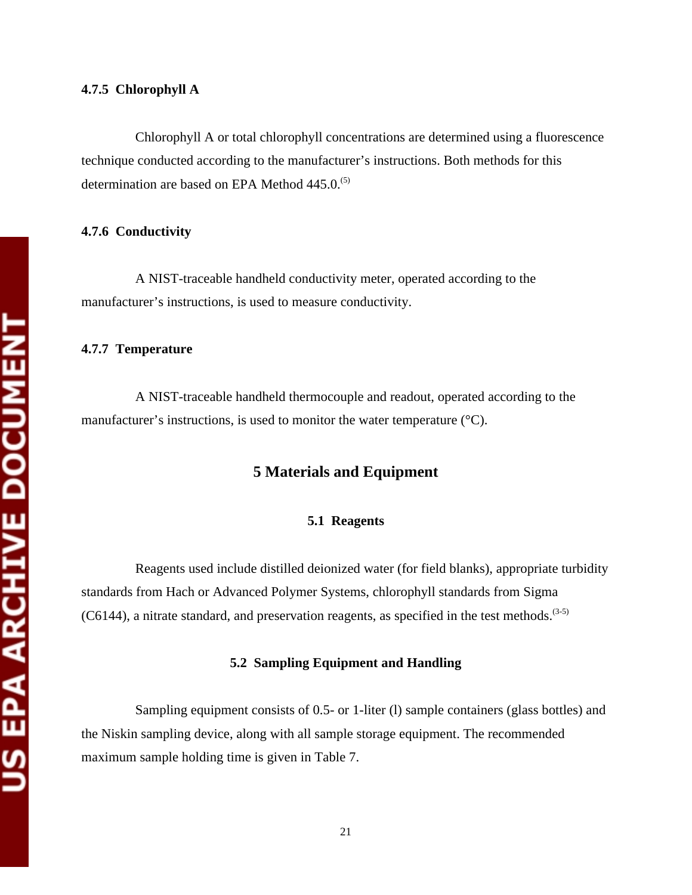### 4.7.5 Chlorophyll A

Chlorophyll A or total chlorophyll concentrations are determined using a fluorescence technique conducted according to the manufacturer's instructions. Both methods for this determination are based on EPA Method 445.0.[5]

### 4.7.6 Conductivity

A NIST-traceable handheld conductivity meter, operated according to the manufacturer's instructions, is used to measure conductivity.

### 4.7.7 Temperature

A NIST-traceable handheld thermocouple and readout, operated according to the manufacturer's instructions, is used to monitor the water temperature (°C).

# 5 Materials and Equipment

## 5.1 Reagents

Reagents used include distilled deionized water (for field blanks), appropriate turbidity standards from Hach or Advanced Polymer Systems, chlorophyll standards from Sigma (C6144), a nitrate standard, and preservation reagents, as specified in the test methods.[3-5]

## 5.2 Sampling Equipment and Handling

Sampling equipment consists of 0.5- or 1-liter (l) sample containers (glass bottles) and the Niskin sampling device, along with all sample storage equipment. The recommended maximum sample holding time is given in Table 7.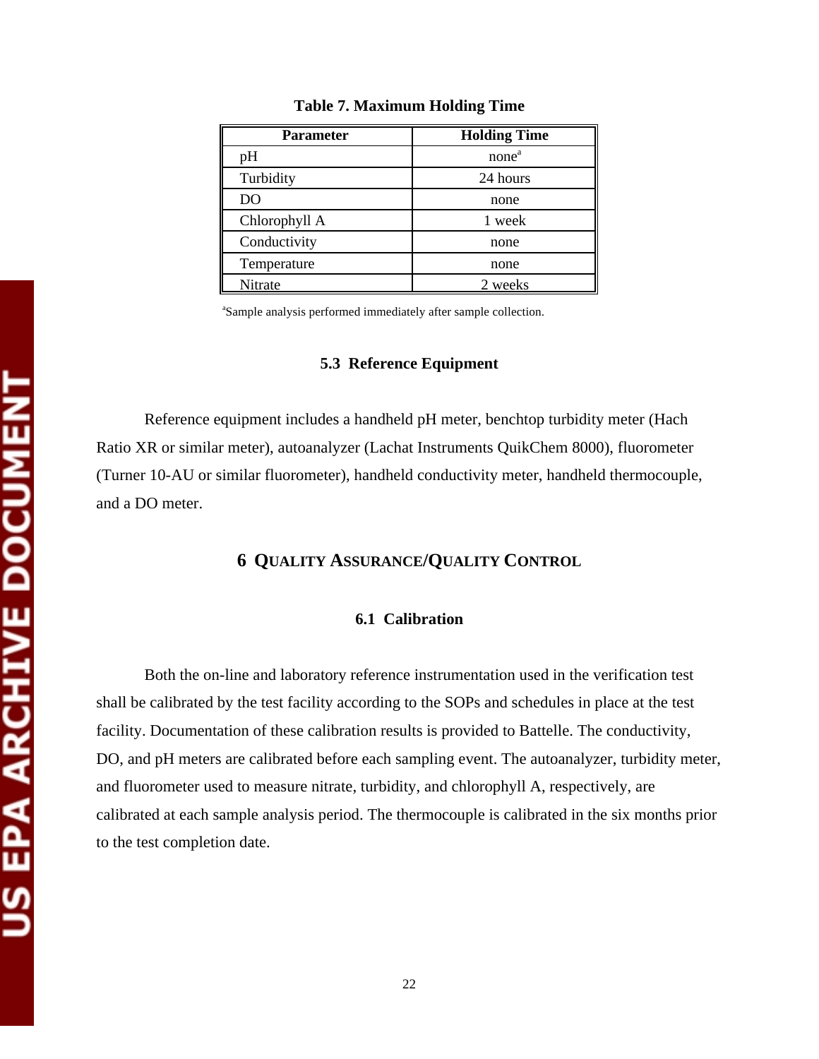**Table 7. Maximum Holding Time**

| Parameter | Holding Time |
|---|---|
| pH | none[a] |
| Turbidity | 24 hours |
| DO | none |
| Chlorophyll A | 1 week |
| Conductivity | none |
| Temperature | none |
| Nitrate | 2 weeks |

[a]Sample analysis performed immediately after sample collection.

### 5.3 Reference Equipment

Reference equipment includes a handheld pH meter, benchtop turbidity meter (Hach Ratio XR or similar meter), autoanalyzer (Lachat Instruments QuikChem 8000), fluorometer (Turner 10-AU or similar fluorometer), handheld conductivity meter, handheld thermocouple, and a DO meter.

## 6 Quality Assurance/Quality Control

### 6.1 Calibration

Both the on-line and laboratory reference instrumentation used in the verification test shall be calibrated by the test facility according to the SOPs and schedules in place at the test facility. Documentation of these calibration results is provided to Battelle. The conductivity, DO, and pH meters are calibrated before each sampling event. The autoanalyzer, turbidity meter, and fluorometer used to measure nitrate, turbidity, and chlorophyll A, respectively, are calibrated at each sample analysis period. The thermocouple is calibrated in the six months prior to the test completion date.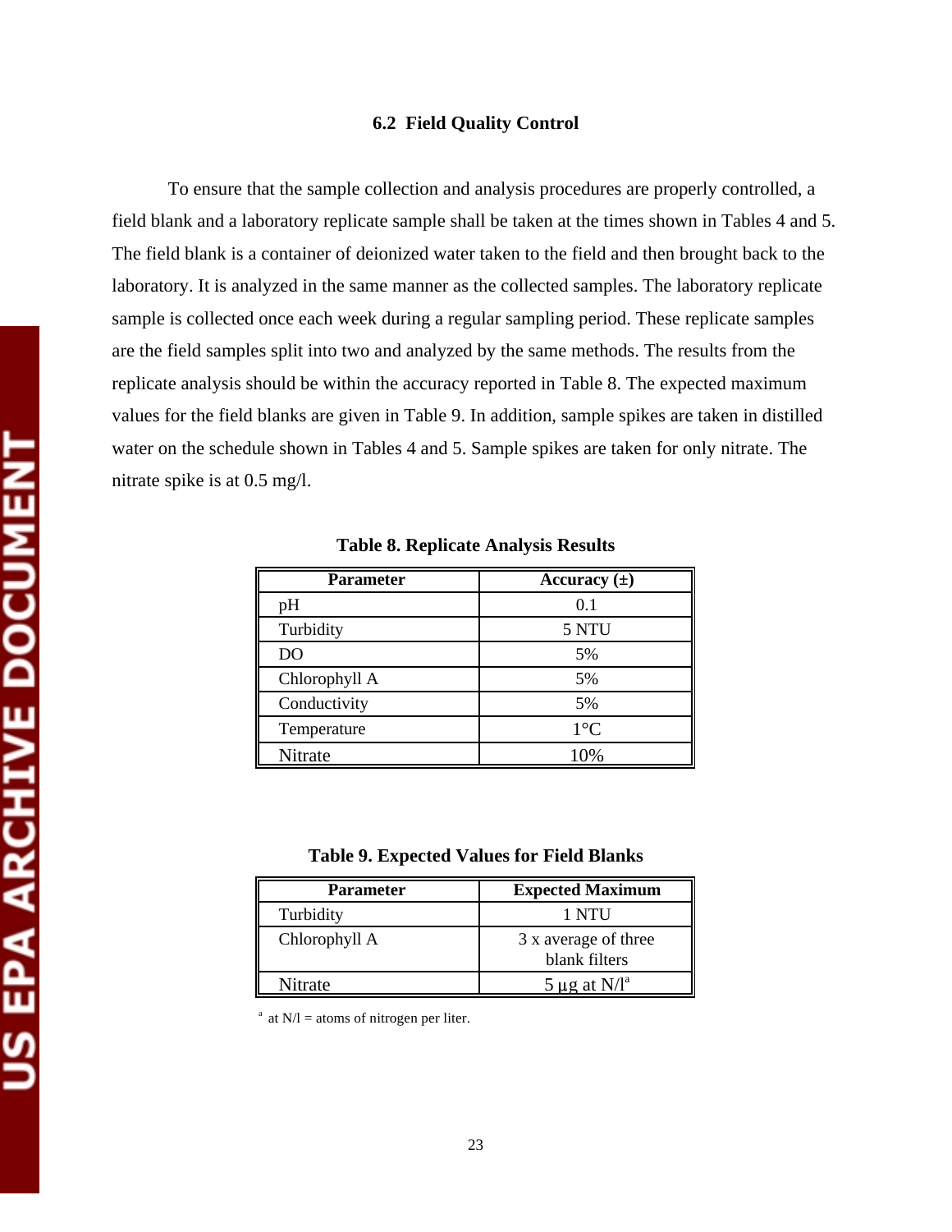### 6.2 Field Quality Control

To ensure that the sample collection and analysis procedures are properly controlled, a field blank and a laboratory replicate sample shall be taken at the times shown in Tables 4 and 5. The field blank is a container of deionized water taken to the field and then brought back to the laboratory. It is analyzed in the same manner as the collected samples. The laboratory replicate sample is collected once each week during a regular sampling period. These replicate samples are the field samples split into two and analyzed by the same methods. The results from the replicate analysis should be within the accuracy reported in Table 8. The expected maximum values for the field blanks are given in Table 9. In addition, sample spikes are taken in distilled water on the schedule shown in Tables 4 and 5. Sample spikes are taken for only nitrate. The nitrate spike is at 0.5 mg/l.

**Table 8. Replicate Analysis Results**

| Parameter | Accuracy (±) |
|---|---|
| pH | 0.1 |
| Turbidity | 5 NTU |
| DO | 5% |
| Chlorophyll A | 5% |
| Conductivity | 5% |
| Temperature | 1°C |
| Nitrate | 10% |

**Table 9. Expected Values for Field Blanks**

| Parameter | Expected Maximum |
|---|---|
| Turbidity | 1 NTU |
| Chlorophyll A | 3 x average of three blank filters |
| Nitrate | 5 μg at N/l[a] |

[a] at N/l = atoms of nitrogen per liter.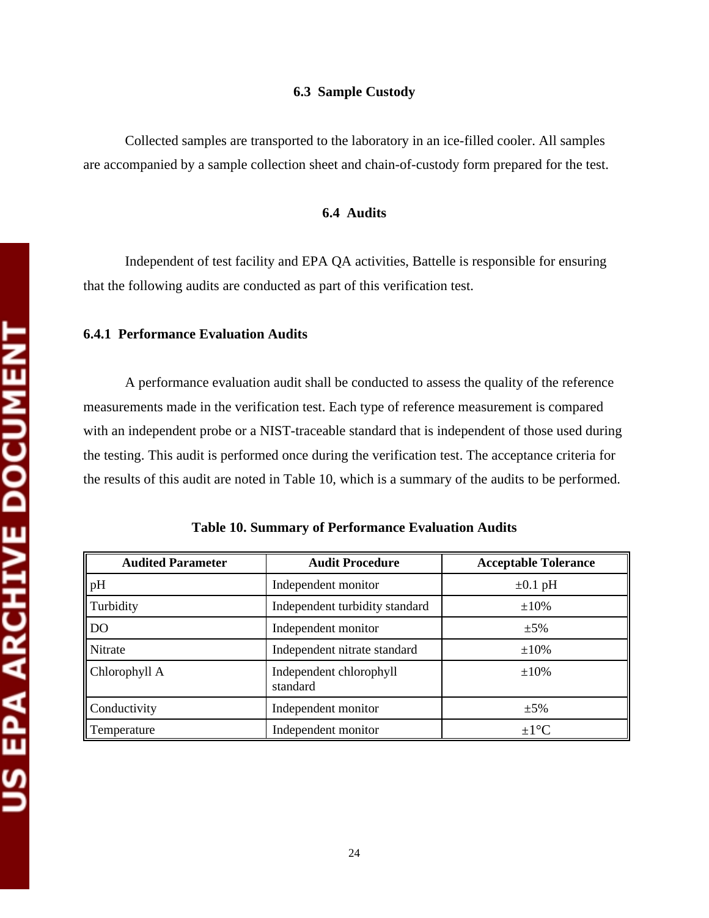### 6.3 Sample Custody

Collected samples are transported to the laboratory in an ice-filled cooler. All samples are accompanied by a sample collection sheet and chain-of-custody form prepared for the test.

### 6.4 Audits

Independent of test facility and EPA QA activities, Battelle is responsible for ensuring that the following audits are conducted as part of this verification test.

#### 6.4.1 Performance Evaluation Audits

A performance evaluation audit shall be conducted to assess the quality of the reference measurements made in the verification test. Each type of reference measurement is compared with an independent probe or a NIST-traceable standard that is independent of those used during the testing. This audit is performed once during the verification test. The acceptance criteria for the results of this audit are noted in Table 10, which is a summary of the audits to be performed.

**Table 10. Summary of Performance Evaluation Audits**

| Audited Parameter | Audit Procedure | Acceptable Tolerance |
|---|---|---|
| pH | Independent monitor | ±0.1 pH |
| Turbidity | Independent turbidity standard | ±10% |
| DO | Independent monitor | ±5% |
| Nitrate | Independent nitrate standard | ±10% |
| Chlorophyll A | Independent chlorophyll standard | ±10% |
| Conductivity | Independent monitor | ±5% |
| Temperature | Independent monitor | ±1°C |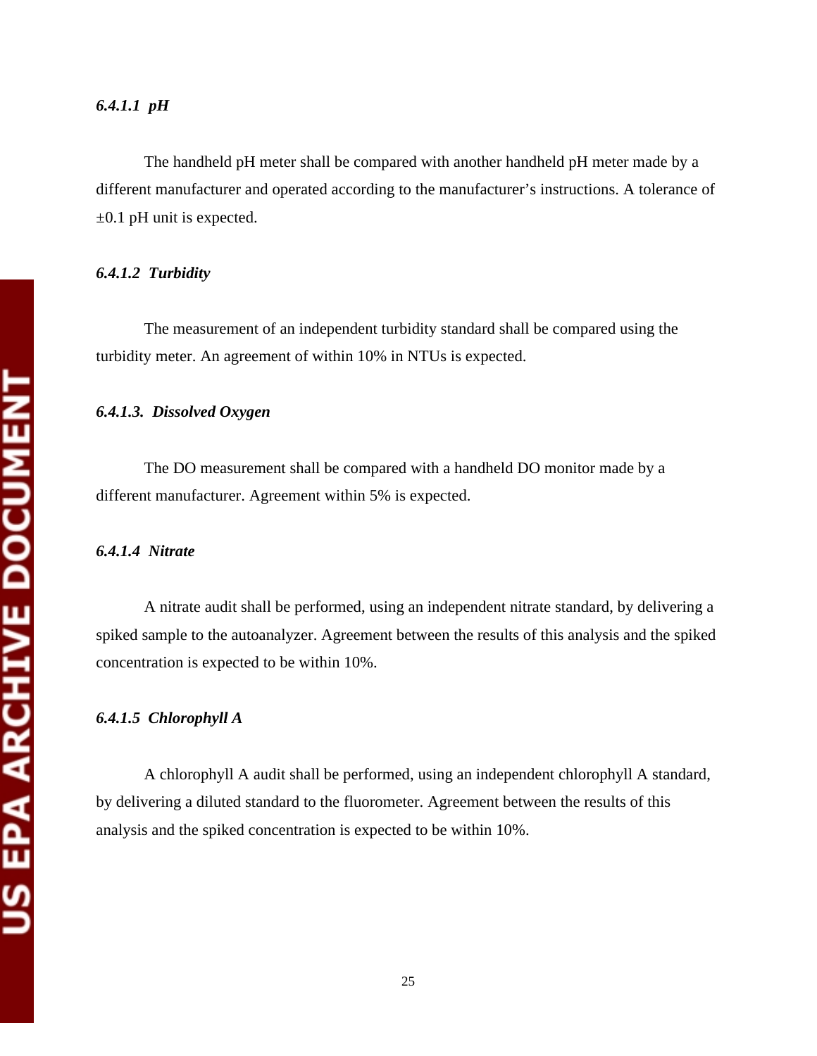#### *6.4.1.1 pH*

The handheld pH meter shall be compared with another handheld pH meter made by a different manufacturer and operated according to the manufacturer's instructions. A tolerance of ±0.1 pH unit is expected.

#### *6.4.1.2 Turbidity*

The measurement of an independent turbidity standard shall be compared using the turbidity meter. An agreement of within 10% in NTUs is expected.

#### *6.4.1.3. Dissolved Oxygen*

The DO measurement shall be compared with a handheld DO monitor made by a different manufacturer. Agreement within 5% is expected.

#### *6.4.1.4 Nitrate*

A nitrate audit shall be performed, using an independent nitrate standard, by delivering a spiked sample to the autoanalyzer. Agreement between the results of this analysis and the spiked concentration is expected to be within 10%.

#### *6.4.1.5 Chlorophyll A*

A chlorophyll A audit shall be performed, using an independent chlorophyll A standard, by delivering a diluted standard to the fluorometer. Agreement between the results of this analysis and the spiked concentration is expected to be within 10%.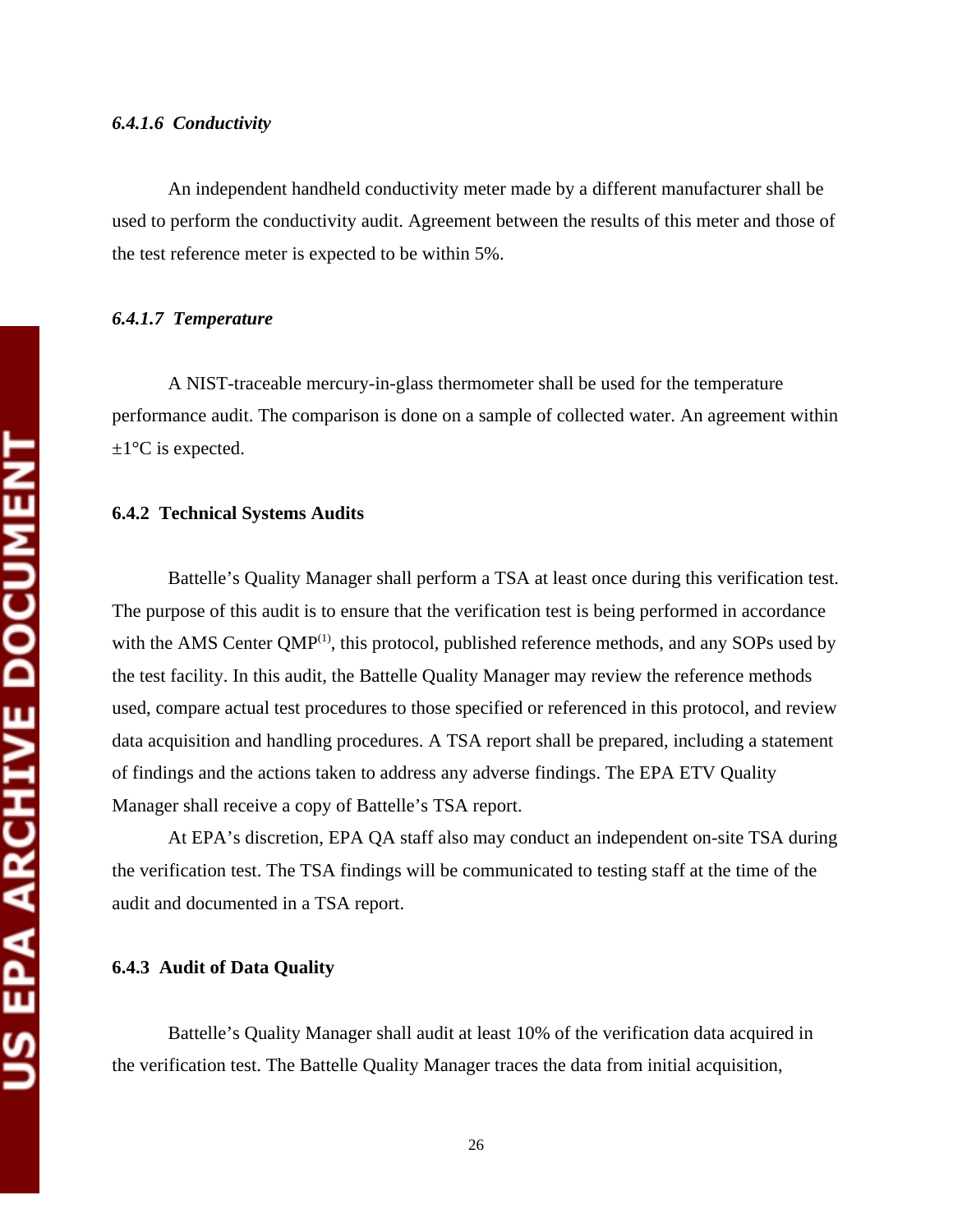#### *6.4.1.6 Conductivity*

An independent handheld conductivity meter made by a different manufacturer shall be used to perform the conductivity audit. Agreement between the results of this meter and those of the test reference meter is expected to be within 5%.

#### *6.4.1.7 Temperature*

A NIST-traceable mercury-in-glass thermometer shall be used for the temperature performance audit. The comparison is done on a sample of collected water. An agreement within ±1°C is expected.

### 6.4.2 Technical Systems Audits

Battelle's Quality Manager shall perform a TSA at least once during this verification test. The purpose of this audit is to ensure that the verification test is being performed in accordance with the AMS Center QMP[1], this protocol, published reference methods, and any SOPs used by the test facility. In this audit, the Battelle Quality Manager may review the reference methods used, compare actual test procedures to those specified or referenced in this protocol, and review data acquisition and handling procedures. A TSA report shall be prepared, including a statement of findings and the actions taken to address any adverse findings. The EPA ETV Quality Manager shall receive a copy of Battelle's TSA report.

At EPA's discretion, EPA QA staff also may conduct an independent on-site TSA during the verification test. The TSA findings will be communicated to testing staff at the time of the audit and documented in a TSA report.

### 6.4.3 Audit of Data Quality

Battelle's Quality Manager shall audit at least 10% of the verification data acquired in the verification test. The Battelle Quality Manager traces the data from initial acquisition,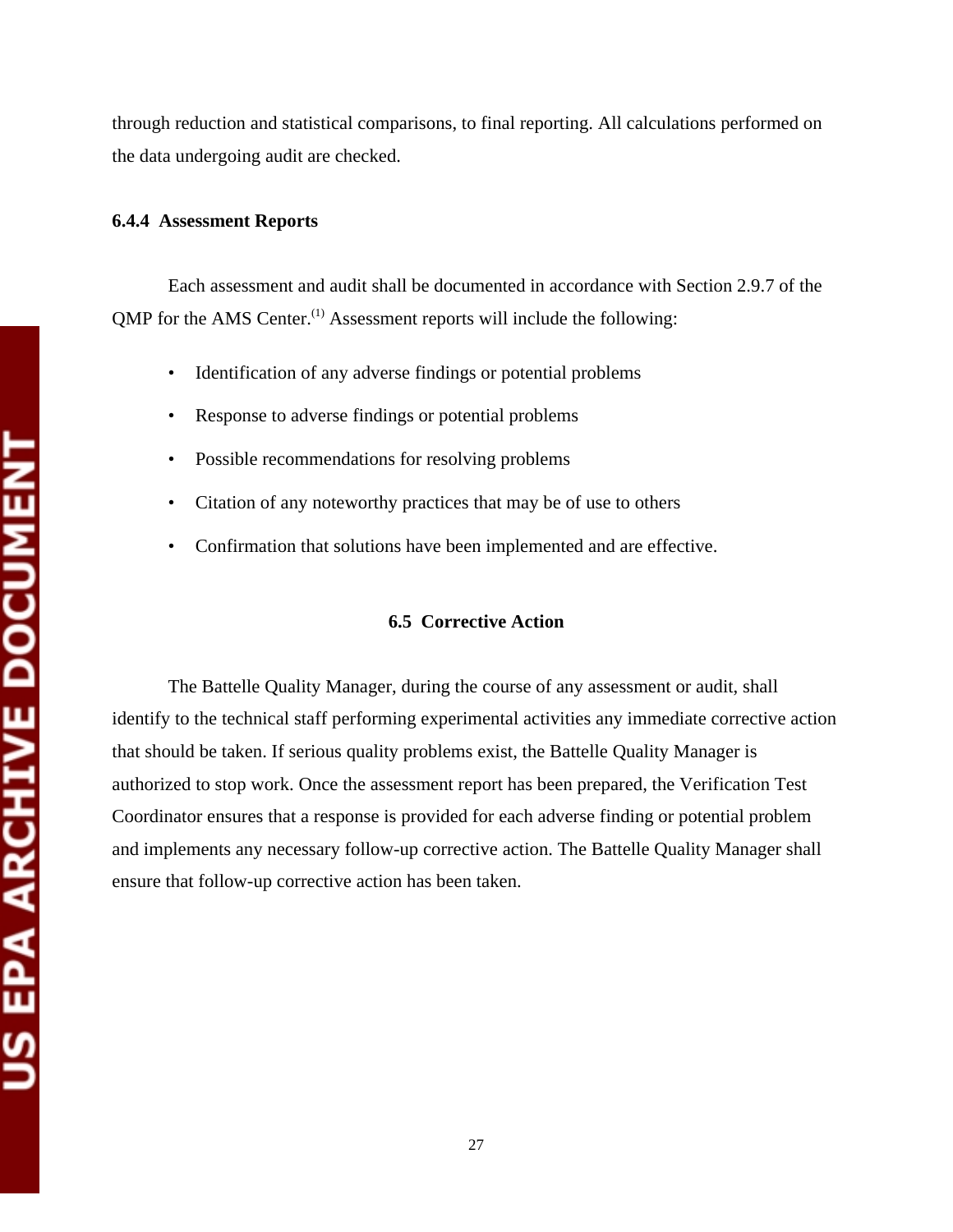through reduction and statistical comparisons, to final reporting. All calculations performed on the data undergoing audit are checked.

### 6.4.4 Assessment Reports

Each assessment and audit shall be documented in accordance with Section 2.9.7 of the QMP for the AMS Center.[1] Assessment reports will include the following:

- Identification of any adverse findings or potential problems
- Response to adverse findings or potential problems
- Possible recommendations for resolving problems
- Citation of any noteworthy practices that may be of use to others
- Confirmation that solutions have been implemented and are effective.

## 6.5 Corrective Action

The Battelle Quality Manager, during the course of any assessment or audit, shall identify to the technical staff performing experimental activities any immediate corrective action that should be taken. If serious quality problems exist, the Battelle Quality Manager is authorized to stop work. Once the assessment report has been prepared, the Verification Test Coordinator ensures that a response is provided for each adverse finding or potential problem and implements any necessary follow-up corrective action. The Battelle Quality Manager shall ensure that follow-up corrective action has been taken.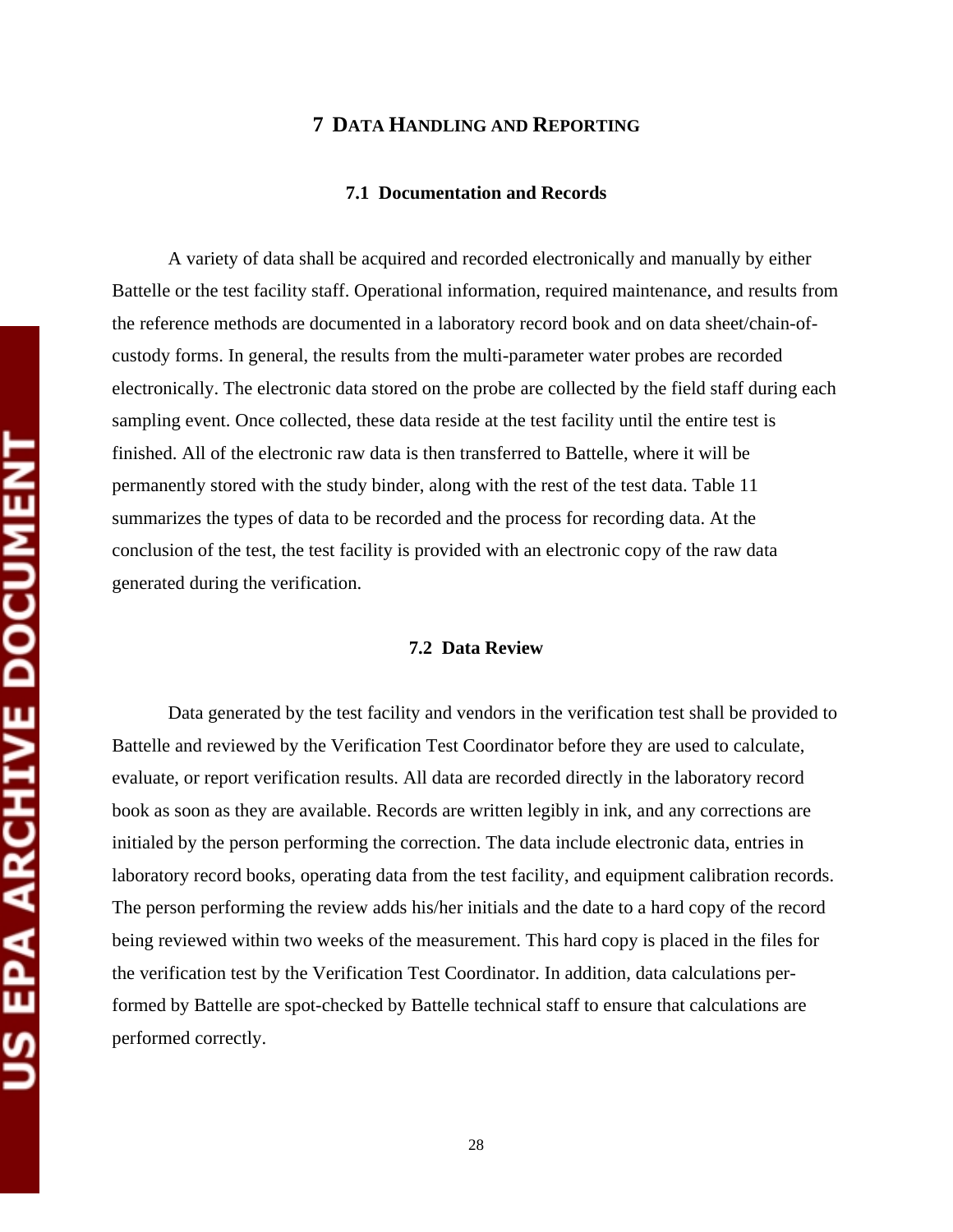# 7 Data Handling and Reporting

## 7.1 Documentation and Records

A variety of data shall be acquired and recorded electronically and manually by either Battelle or the test facility staff. Operational information, required maintenance, and results from the reference methods are documented in a laboratory record book and on data sheet/chain-of-custody forms. In general, the results from the multi-parameter water probes are recorded electronically. The electronic data stored on the probe are collected by the field staff during each sampling event. Once collected, these data reside at the test facility until the entire test is finished. All of the electronic raw data is then transferred to Battelle, where it will be permanently stored with the study binder, along with the rest of the test data. Table 11 summarizes the types of data to be recorded and the process for recording data. At the conclusion of the test, the test facility is provided with an electronic copy of the raw data generated during the verification.

## 7.2 Data Review

Data generated by the test facility and vendors in the verification test shall be provided to Battelle and reviewed by the Verification Test Coordinator before they are used to calculate, evaluate, or report verification results. All data are recorded directly in the laboratory record book as soon as they are available. Records are written legibly in ink, and any corrections are initialed by the person performing the correction. The data include electronic data, entries in laboratory record books, operating data from the test facility, and equipment calibration records. The person performing the review adds his/her initials and the date to a hard copy of the record being reviewed within two weeks of the measurement. This hard copy is placed in the files for the verification test by the Verification Test Coordinator. In addition, data calculations performed by Battelle are spot-checked by Battelle technical staff to ensure that calculations are performed correctly.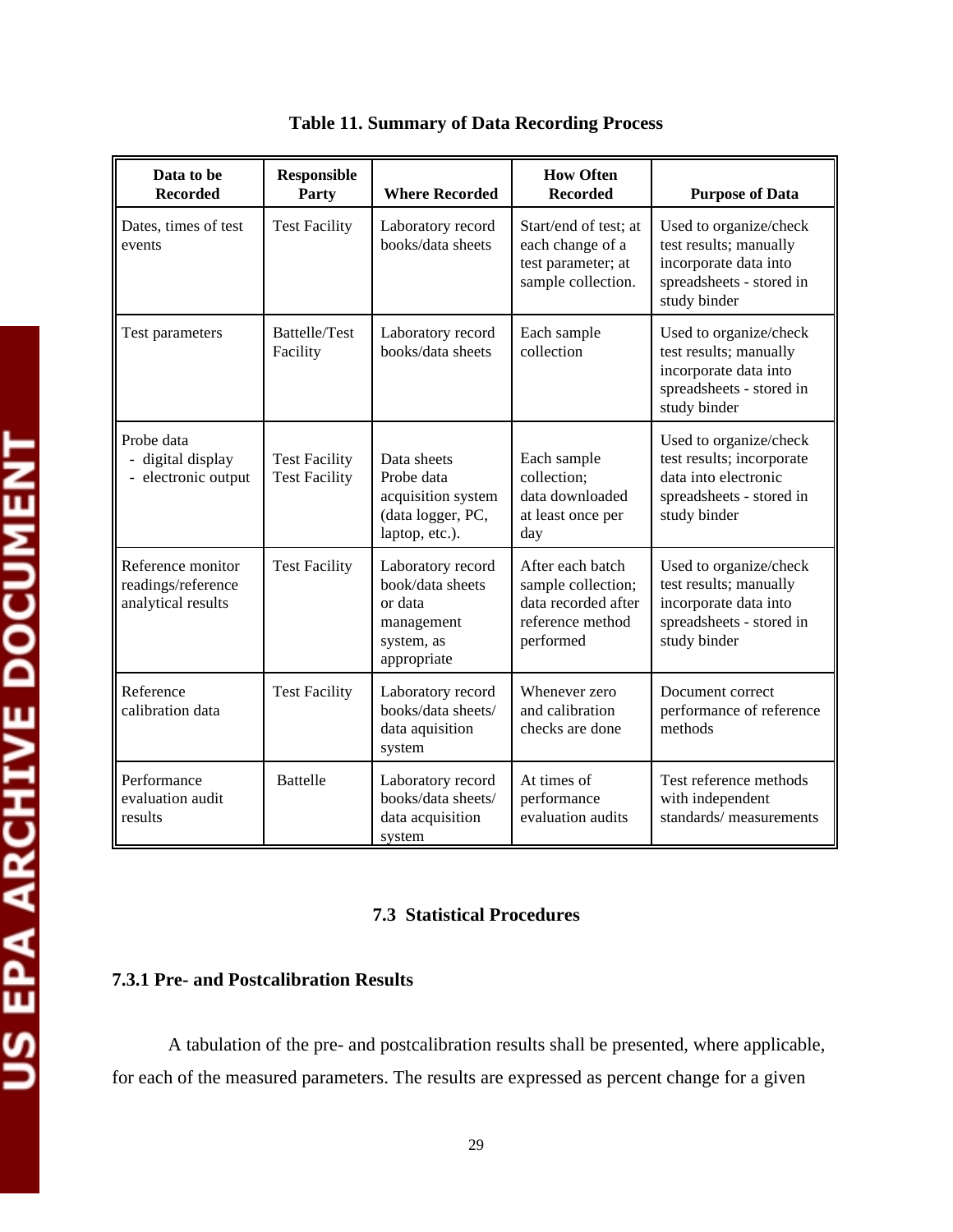**Table 11. Summary of Data Recording Process**

| Data to be Recorded | Responsible Party | Where Recorded | How Often Recorded | Purpose of Data |
|---|---|---|---|---|
| Dates, times of test events | Test Facility | Laboratory record books/data sheets | Start/end of test; at each change of a test parameter; at sample collection. | Used to organize/check test results; manually incorporate data into spreadsheets - stored in study binder |
| Test parameters | Battelle/Test Facility | Laboratory record books/data sheets | Each sample collection | Used to organize/check test results; manually incorporate data into spreadsheets - stored in study binder |
| Probe data<br>- digital display<br>- electronic output | Test Facility<br>Test Facility | Data sheets<br>Probe data acquisition system (data logger, PC, laptop, etc.). | Each sample collection;<br>data downloaded at least once per day | Used to organize/check test results; incorporate data into electronic spreadsheets - stored in study binder |
| Reference monitor readings/reference analytical results | Test Facility | Laboratory record book/data sheets or data management system, as appropriate | After each batch sample collection; data recorded after reference method performed | Used to organize/check test results; manually incorporate data into spreadsheets - stored in study binder |
| Reference calibration data | Test Facility | Laboratory record books/data sheets/ data aquisition system | Whenever zero and calibration checks are done | Document correct performance of reference methods |
| Performance evaluation audit results | Battelle | Laboratory record books/data sheets/ data acquisition system | At times of performance evaluation audits | Test reference methods with independent standards/ measurements |

## 7.3 Statistical Procedures

### 7.3.1 Pre- and Postcalibration Results

A tabulation of the pre- and postcalibration results shall be presented, where applicable, for each of the measured parameters. The results are expressed as percent change for a given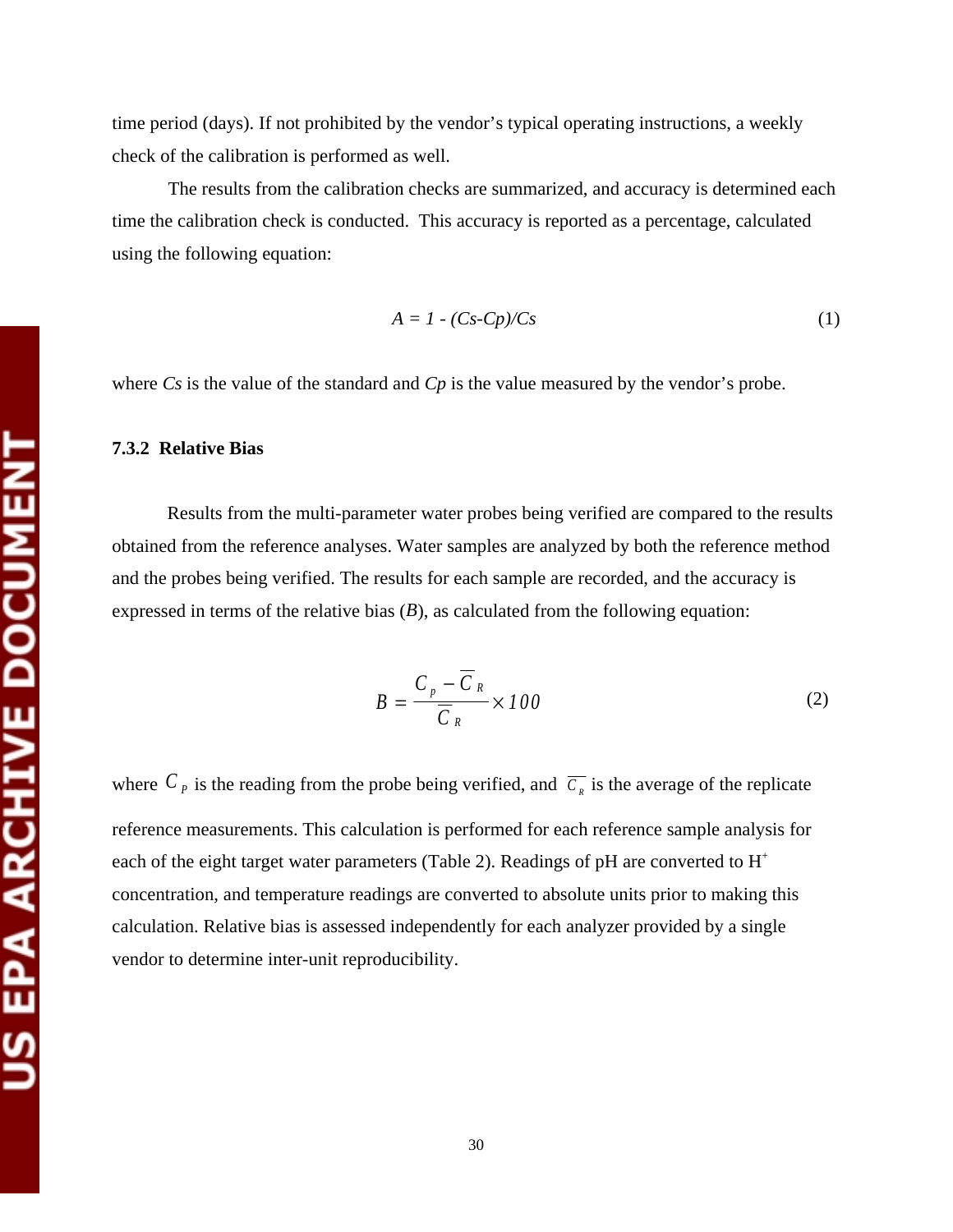time period (days). If not prohibited by the vendor's typical operating instructions, a weekly check of the calibration is performed as well.

The results from the calibration checks are summarized, and accuracy is determined each time the calibration check is conducted. This accuracy is reported as a percentage, calculated using the following equation:

$$A = 1 - (Cs - Cp)/Cs \tag{1}$$

where $Cs$ is the value of the standard and $Cp$ is the value measured by the vendor's probe.

### 7.3.2 Relative Bias

Results from the multi-parameter water probes being verified are compared to the results obtained from the reference analyses. Water samples are analyzed by both the reference method and the probes being verified. The results for each sample are recorded, and the accuracy is expressed in terms of the relative bias ($B$), as calculated from the following equation:

$$B = \frac{C_p - \overline{C}_R}{\overline{C}_R} \times 100 \tag{2}$$

where $C_P$ is the reading from the probe being verified, and $\overline{C}_R$ is the average of the replicate reference measurements. This calculation is performed for each reference sample analysis for each of the eight target water parameters (Table 2). Readings of pH are converted to $H^+$ concentration, and temperature readings are converted to absolute units prior to making this calculation. Relative bias is assessed independently for each analyzer provided by a single vendor to determine inter-unit reproducibility.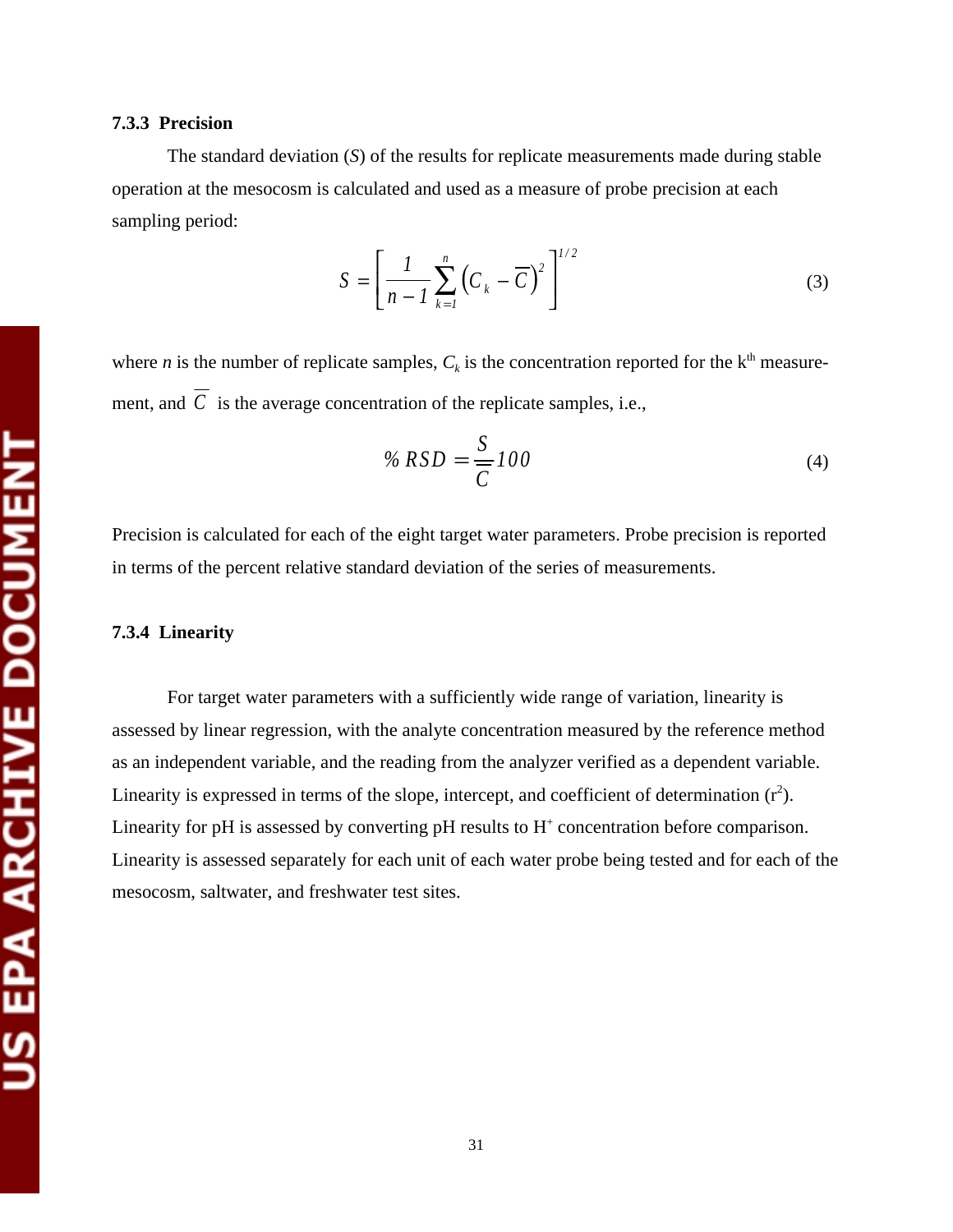### 7.3.3 Precision

The standard deviation ($S$) of the results for replicate measurements made during stable operation at the mesocosm is calculated and used as a measure of probe precision at each sampling period:

$$S = \left[ \frac{1}{n-1} \sum_{k=1}^{n} \left( C_k - \overline{C} \right)^2 \right]^{1/2} \tag{3}$$

where $n$ is the number of replicate samples, $C_k$ is the concentration reported for the $k^{th}$ measurement, and $\overline{C}$ is the average concentration of the replicate samples, i.e.,

$$\% \, RSD = \frac{S}{\overline{C}} 100 \tag{4}$$

Precision is calculated for each of the eight target water parameters. Probe precision is reported in terms of the percent relative standard deviation of the series of measurements.

### 7.3.4 Linearity

For target water parameters with a sufficiently wide range of variation, linearity is assessed by linear regression, with the analyte concentration measured by the reference method as an independent variable, and the reading from the analyzer verified as a dependent variable. Linearity is expressed in terms of the slope, intercept, and coefficient of determination ($r^2$). Linearity for pH is assessed by converting pH results to $H^+$ concentration before comparison. Linearity is assessed separately for each unit of each water probe being tested and for each of the mesocosm, saltwater, and freshwater test sites.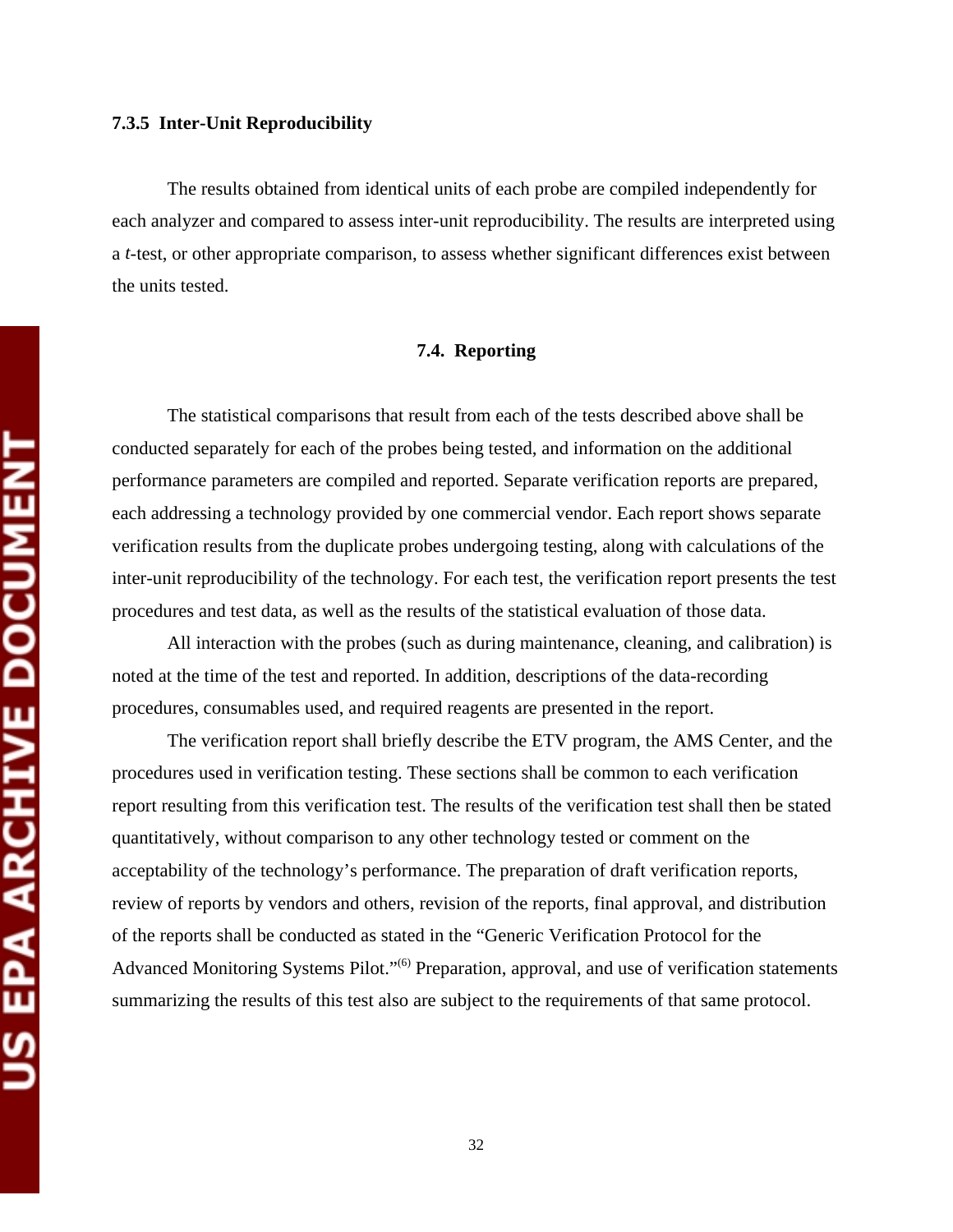### 7.3.5 Inter-Unit Reproducibility

The results obtained from identical units of each probe are compiled independently for each analyzer and compared to assess inter-unit reproducibility. The results are interpreted using a *t*-test, or other appropriate comparison, to assess whether significant differences exist between the units tested.

## 7.4. Reporting

The statistical comparisons that result from each of the tests described above shall be conducted separately for each of the probes being tested, and information on the additional performance parameters are compiled and reported. Separate verification reports are prepared, each addressing a technology provided by one commercial vendor. Each report shows separate verification results from the duplicate probes undergoing testing, along with calculations of the inter-unit reproducibility of the technology. For each test, the verification report presents the test procedures and test data, as well as the results of the statistical evaluation of those data.

All interaction with the probes (such as during maintenance, cleaning, and calibration) is noted at the time of the test and reported. In addition, descriptions of the data-recording procedures, consumables used, and required reagents are presented in the report.

The verification report shall briefly describe the ETV program, the AMS Center, and the procedures used in verification testing. These sections shall be common to each verification report resulting from this verification test. The results of the verification test shall then be stated quantitatively, without comparison to any other technology tested or comment on the acceptability of the technology's performance. The preparation of draft verification reports, review of reports by vendors and others, revision of the reports, final approval, and distribution of the reports shall be conducted as stated in the "Generic Verification Protocol for the Advanced Monitoring Systems Pilot."[6] Preparation, approval, and use of verification statements summarizing the results of this test also are subject to the requirements of that same protocol.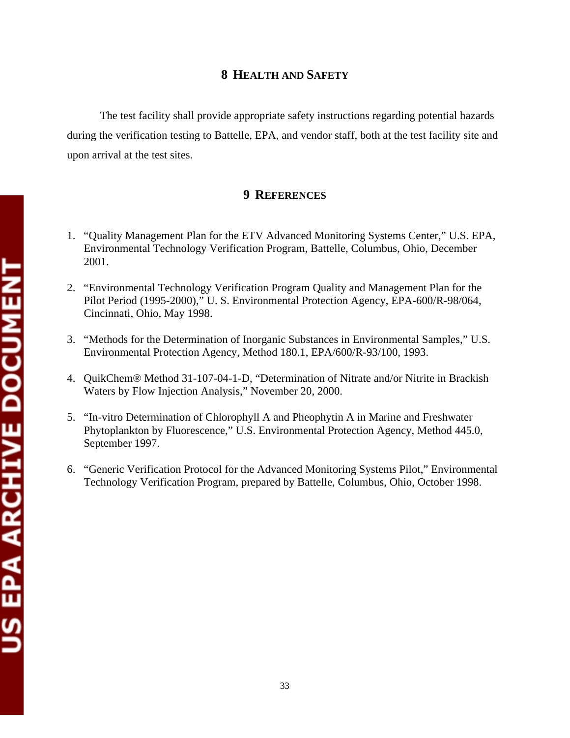## 8 HEALTH AND SAFETY

The test facility shall provide appropriate safety instructions regarding potential hazards during the verification testing to Battelle, EPA, and vendor staff, both at the test facility site and upon arrival at the test sites.

## 9 REFERENCES

1. "Quality Management Plan for the ETV Advanced Monitoring Systems Center," U.S. EPA, Environmental Technology Verification Program, Battelle, Columbus, Ohio, December 2001.

2. "Environmental Technology Verification Program Quality and Management Plan for the Pilot Period (1995-2000)," U. S. Environmental Protection Agency, EPA-600/R-98/064, Cincinnati, Ohio, May 1998.

3. "Methods for the Determination of Inorganic Substances in Environmental Samples," U.S. Environmental Protection Agency, Method 180.1, EPA/600/R-93/100, 1993.

4. QuikChem® Method 31-107-04-1-D, "Determination of Nitrate and/or Nitrite in Brackish Waters by Flow Injection Analysis," November 20, 2000.

5. "In-vitro Determination of Chlorophyll A and Pheophytin A in Marine and Freshwater Phytoplankton by Fluorescence," U.S. Environmental Protection Agency, Method 445.0, September 1997.

6. "Generic Verification Protocol for the Advanced Monitoring Systems Pilot," Environmental Technology Verification Program, prepared by Battelle, Columbus, Ohio, October 1998.